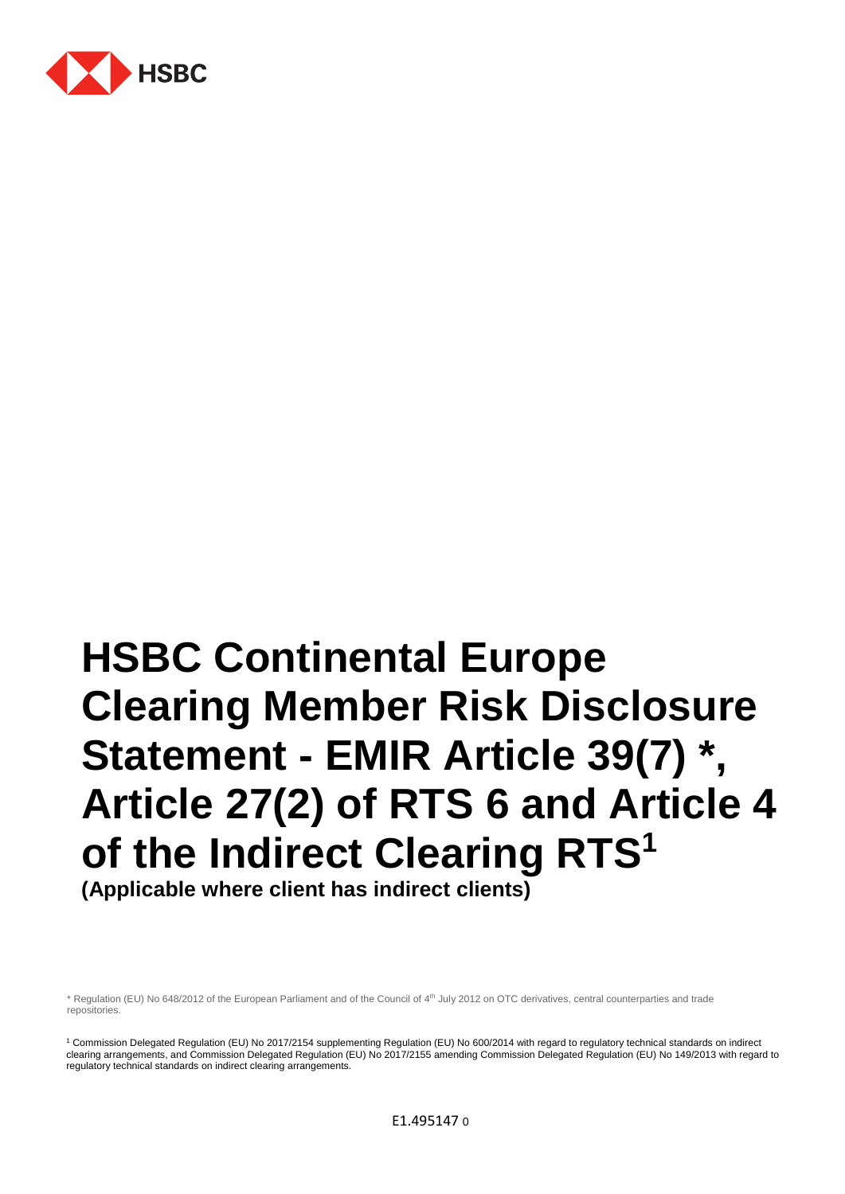# HSBC Continental Europe Clearing Member Risk Disclosure Statement - EMIR Article 39(7) *, Article 27(2) of RTS 6 and Article 4 of the Indirect Clearing RTS[1]

**(Applicable where client has indirect clients)**

\* Regulation (EU) No 648/2012 of the European Parliament and of the Council of 4th July 2012 on OTC derivatives, central counterparties and trade repositories.

[1] Commission Delegated Regulation (EU) No 2017/2154 supplementing Regulation (EU) No 600/2014 with regard to regulatory technical standards on indirect clearing arrangements, and Commission Delegated Regulation (EU) No 2017/2155 amending Commission Delegated Regulation (EU) No 149/2013 with regard to regulatory technical standards on indirect clearing arrangements.

E1.495147 0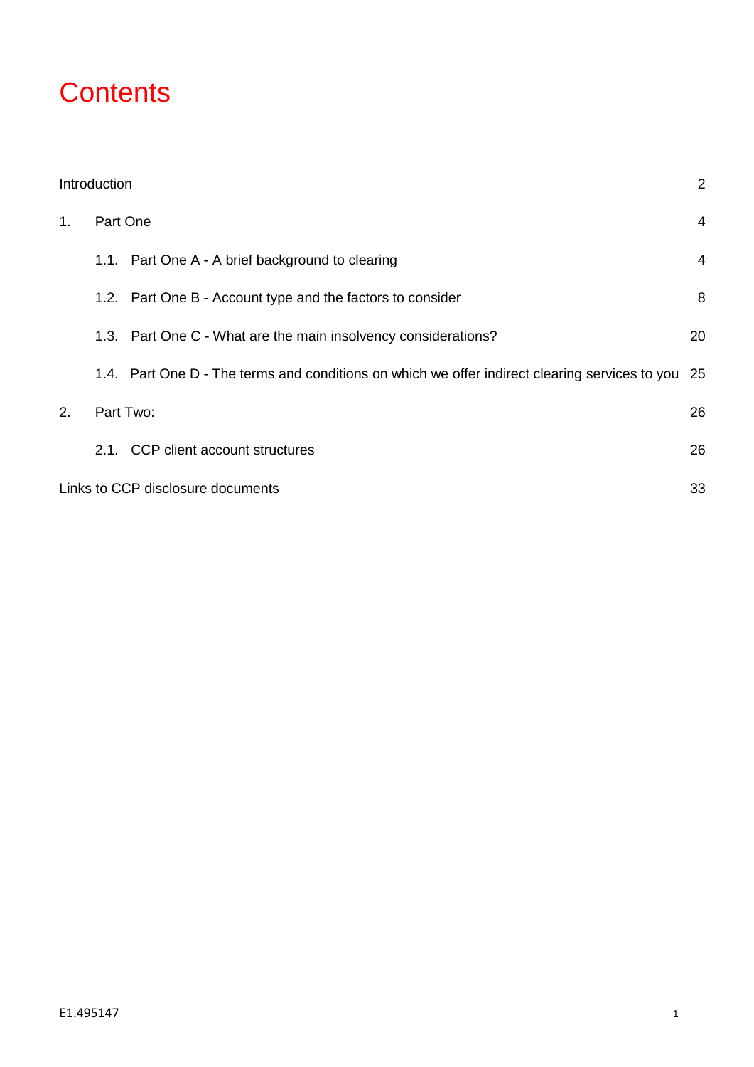# Contents

| | | |
|---|---|---|
| Introduction | | 2 |
| 1. | Part One | 4 |
| | 1.1. Part One A - A brief background to clearing | 4 |
| | 1.2. Part One B - Account type and the factors to consider | 8 |
| | 1.3. Part One C - What are the main insolvency considerations? | 20 |
| | 1.4. Part One D - The terms and conditions on which we offer indirect clearing services to you | 25 |
| 2. | Part Two: | 26 |
| | 2.1. CCP client account structures | 26 |
| Links to CCP disclosure documents | | 33 |

E1.495147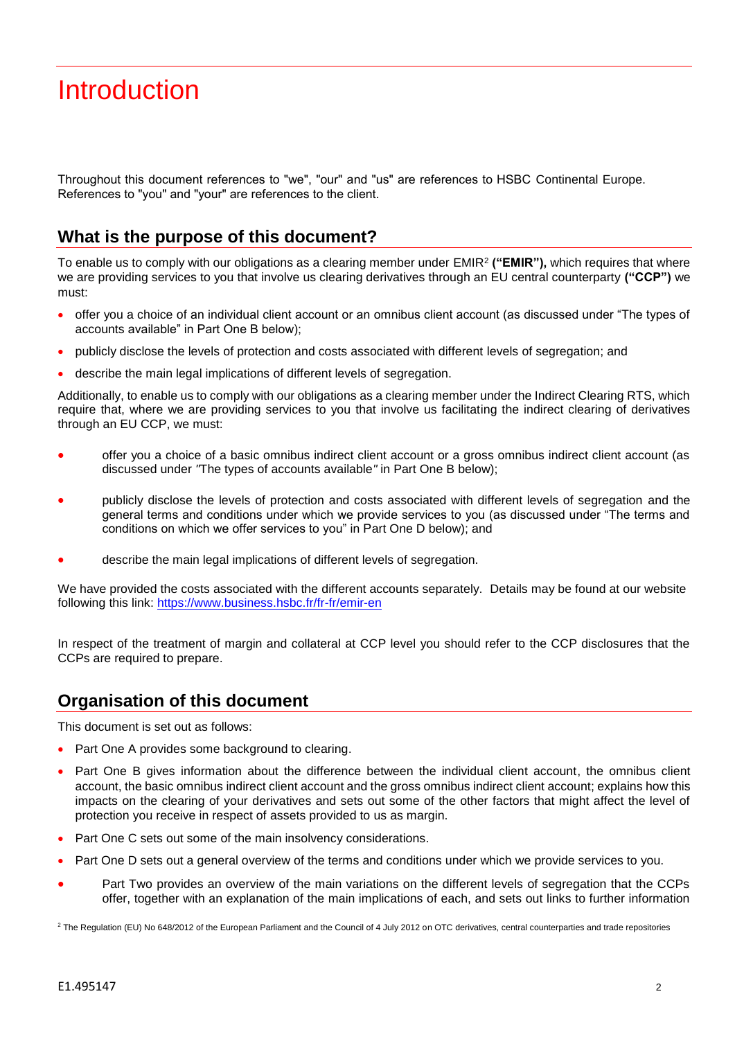# Introduction

Throughout this document references to "we", "our" and "us" are references to HSBC Continental Europe. References to "you" and "your" are references to the client.

## What is the purpose of this document?

To enable us to comply with our obligations as a clearing member under EMIR[2] **("EMIR"),** which requires that where we are providing services to you that involve us clearing derivatives through an EU central counterparty **("CCP")** we must:

- offer you a choice of an individual client account or an omnibus client account (as discussed under "The types of accounts available" in Part One B below);
- publicly disclose the levels of protection and costs associated with different levels of segregation; and
- describe the main legal implications of different levels of segregation.

Additionally, to enable us to comply with our obligations as a clearing member under the Indirect Clearing RTS, which require that, where we are providing services to you that involve us facilitating the indirect clearing of derivatives through an EU CCP, we must:

- offer you a choice of a basic omnibus indirect client account or a gross omnibus indirect client account (as discussed under *"*The types of accounts available*"* in Part One B below);
- publicly disclose the levels of protection and costs associated with different levels of segregation and the general terms and conditions under which we provide services to you (as discussed under "The terms and conditions on which we offer services to you" in Part One D below); and
- describe the main legal implications of different levels of segregation.

We have provided the costs associated with the different accounts separately. Details may be found at our website following this link: [https://www.business.hsbc.fr/fr-fr/emir-en](https://www.business.hsbc.fr/fr-fr/emir-en)

In respect of the treatment of margin and collateral at CCP level you should refer to the CCP disclosures that the CCPs are required to prepare.

## Organisation of this document

This document is set out as follows:

- Part One A provides some background to clearing.
- Part One B gives information about the difference between the individual client account, the omnibus client account, the basic omnibus indirect client account and the gross omnibus indirect client account; explains how this impacts on the clearing of your derivatives and sets out some of the other factors that might affect the level of protection you receive in respect of assets provided to us as margin.
- Part One C sets out some of the main insolvency considerations.
- Part One D sets out a general overview of the terms and conditions under which we provide services to you.
- Part Two provides an overview of the main variations on the different levels of segregation that the CCPs offer, together with an explanation of the main implications of each, and sets out links to further information

[2] The Regulation (EU) No 648/2012 of the European Parliament and the Council of 4 July 2012 on OTC derivatives, central counterparties and trade repositories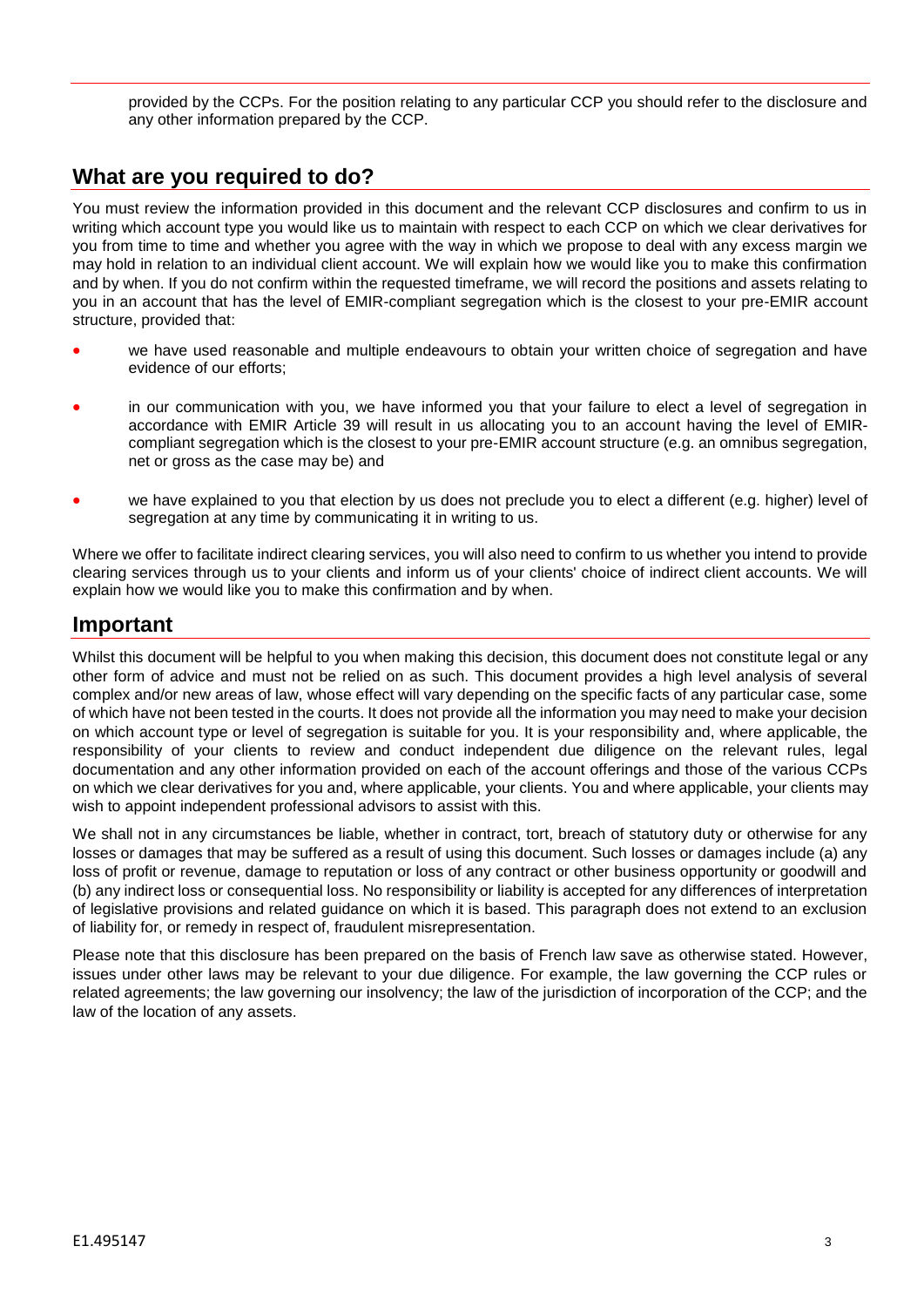provided by the CCPs. For the position relating to any particular CCP you should refer to the disclosure and any other information prepared by the CCP.

## What are you required to do?

You must review the information provided in this document and the relevant CCP disclosures and confirm to us in writing which account type you would like us to maintain with respect to each CCP on which we clear derivatives for you from time to time and whether you agree with the way in which we propose to deal with any excess margin we may hold in relation to an individual client account. We will explain how we would like you to make this confirmation and by when. If you do not confirm within the requested timeframe, we will record the positions and assets relating to you in an account that has the level of EMIR-compliant segregation which is the closest to your pre-EMIR account structure, provided that:

- we have used reasonable and multiple endeavours to obtain your written choice of segregation and have evidence of our efforts;
- in our communication with you, we have informed you that your failure to elect a level of segregation in accordance with EMIR Article 39 will result in us allocating you to an account having the level of EMIR-compliant segregation which is the closest to your pre-EMIR account structure (e.g. an omnibus segregation, net or gross as the case may be) and
- we have explained to you that election by us does not preclude you to elect a different (e.g. higher) level of segregation at any time by communicating it in writing to us.

Where we offer to facilitate indirect clearing services, you will also need to confirm to us whether you intend to provide clearing services through us to your clients and inform us of your clients' choice of indirect client accounts. We will explain how we would like you to make this confirmation and by when.

## Important

Whilst this document will be helpful to you when making this decision, this document does not constitute legal or any other form of advice and must not be relied on as such. This document provides a high level analysis of several complex and/or new areas of law, whose effect will vary depending on the specific facts of any particular case, some of which have not been tested in the courts. It does not provide all the information you may need to make your decision on which account type or level of segregation is suitable for you. It is your responsibility and, where applicable, the responsibility of your clients to review and conduct independent due diligence on the relevant rules, legal documentation and any other information provided on each of the account offerings and those of the various CCPs on which we clear derivatives for you and, where applicable, your clients. You and where applicable, your clients may wish to appoint independent professional advisors to assist with this.

We shall not in any circumstances be liable, whether in contract, tort, breach of statutory duty or otherwise for any losses or damages that may be suffered as a result of using this document. Such losses or damages include (a) any loss of profit or revenue, damage to reputation or loss of any contract or other business opportunity or goodwill and (b) any indirect loss or consequential loss. No responsibility or liability is accepted for any differences of interpretation of legislative provisions and related guidance on which it is based. This paragraph does not extend to an exclusion of liability for, or remedy in respect of, fraudulent misrepresentation.

Please note that this disclosure has been prepared on the basis of French law save as otherwise stated. However, issues under other laws may be relevant to your due diligence. For example, the law governing the CCP rules or related agreements; the law governing our insolvency; the law of the jurisdiction of incorporation of the CCP; and the law of the location of any assets.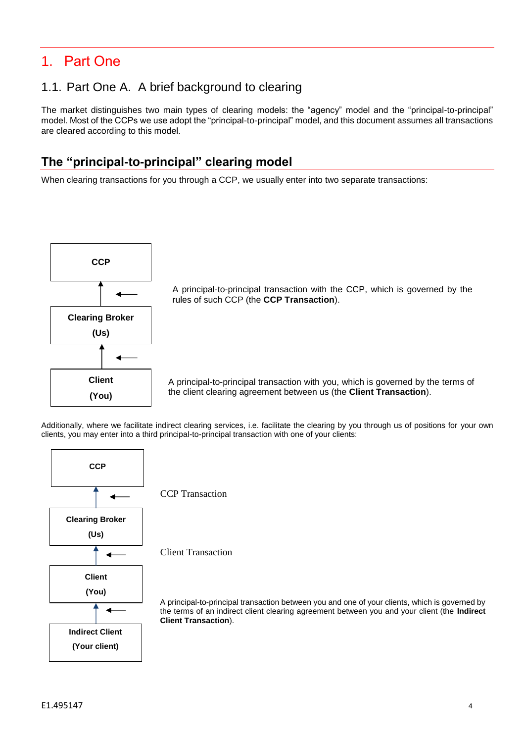# 1. Part One

## 1.1. Part One A. A brief background to clearing

The market distinguishes two main types of clearing models: the "agency" model and the "principal-to-principal" model. Most of the CCPs we use adopt the "principal-to-principal" model, and this document assumes all transactions are cleared according to this model.

### The "principal-to-principal" clearing model

When clearing transactions for you through a CCP, we usually enter into two separate transactions:

**CCP**

↑ ←

**Clearing Broker (Us)**

A principal-to-principal transaction with the CCP, which is governed by the rules of such CCP (the **CCP Transaction**).

↑ ←

**Client (You)**

A principal-to-principal transaction with you, which is governed by the terms of the client clearing agreement between us (the **Client Transaction**).

Additionally, where we facilitate indirect clearing services, i.e. facilitate the clearing by you through us of positions for your own clients, you may enter into a third principal-to-principal transaction with one of your clients:

**CCP**

↑ ← CCP Transaction

**Clearing Broker (Us)**

↑ ← Client Transaction

**Client (You)**

↑ ← A principal-to-principal transaction between you and one of your clients, which is governed by the terms of an indirect client clearing agreement between you and your client (the **Indirect Client Transaction**).

**Indirect Client (Your client)**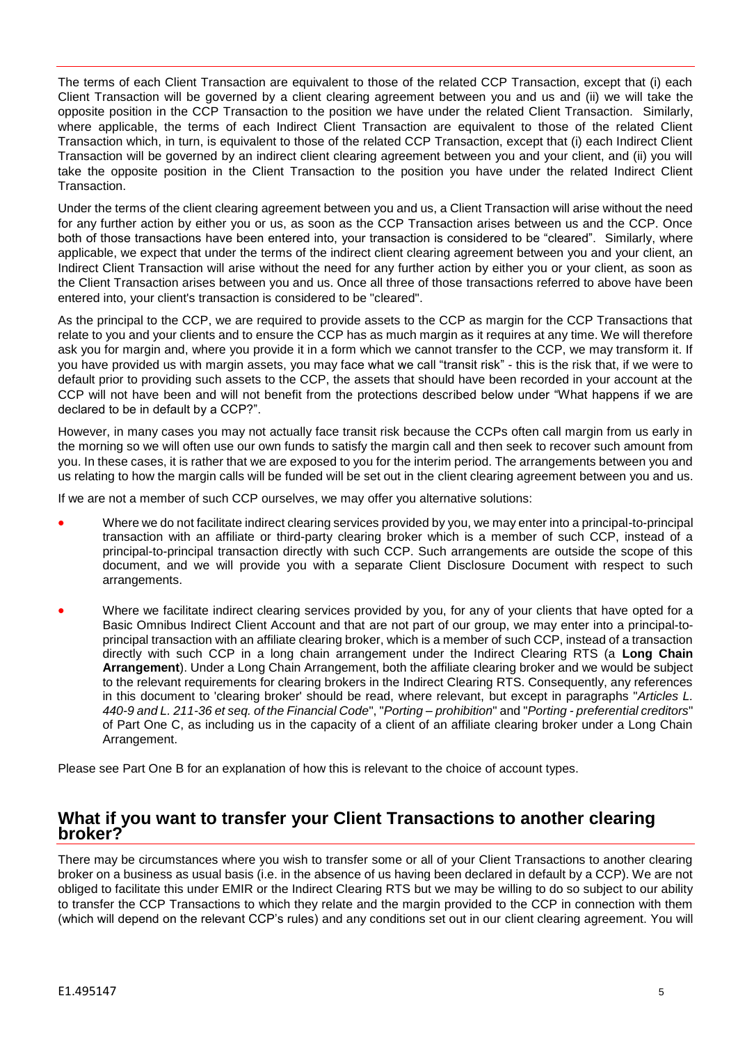The terms of each Client Transaction are equivalent to those of the related CCP Transaction, except that (i) each Client Transaction will be governed by a client clearing agreement between you and us and (ii) we will take the opposite position in the CCP Transaction to the position we have under the related Client Transaction. Similarly, where applicable, the terms of each Indirect Client Transaction are equivalent to those of the related Client Transaction which, in turn, is equivalent to those of the related CCP Transaction, except that (i) each Indirect Client Transaction will be governed by an indirect client clearing agreement between you and your client, and (ii) you will take the opposite position in the Client Transaction to the position you have under the related Indirect Client Transaction.

Under the terms of the client clearing agreement between you and us, a Client Transaction will arise without the need for any further action by either you or us, as soon as the CCP Transaction arises between us and the CCP. Once both of those transactions have been entered into, your transaction is considered to be "cleared". Similarly, where applicable, we expect that under the terms of the indirect client clearing agreement between you and your client, an Indirect Client Transaction will arise without the need for any further action by either you or your client, as soon as the Client Transaction arises between you and us. Once all three of those transactions referred to above have been entered into, your client's transaction is considered to be "cleared".

As the principal to the CCP, we are required to provide assets to the CCP as margin for the CCP Transactions that relate to you and your clients and to ensure the CCP has as much margin as it requires at any time. We will therefore ask you for margin and, where you provide it in a form which we cannot transfer to the CCP, we may transform it. If you have provided us with margin assets, you may face what we call "transit risk" - this is the risk that, if we were to default prior to providing such assets to the CCP, the assets that should have been recorded in your account at the CCP will not have been and will not benefit from the protections described below under "What happens if we are declared to be in default by a CCP?".

However, in many cases you may not actually face transit risk because the CCPs often call margin from us early in the morning so we will often use our own funds to satisfy the margin call and then seek to recover such amount from you. In these cases, it is rather that we are exposed to you for the interim period. The arrangements between you and us relating to how the margin calls will be funded will be set out in the client clearing agreement between you and us.

If we are not a member of such CCP ourselves, we may offer you alternative solutions:

- Where we do not facilitate indirect clearing services provided by you, we may enter into a principal-to-principal transaction with an affiliate or third-party clearing broker which is a member of such CCP, instead of a principal-to-principal transaction directly with such CCP. Such arrangements are outside the scope of this document, and we will provide you with a separate Client Disclosure Document with respect to such arrangements.
- Where we facilitate indirect clearing services provided by you, for any of your clients that have opted for a Basic Omnibus Indirect Client Account and that are not part of our group, we may enter into a principal-to-principal transaction with an affiliate clearing broker, which is a member of such CCP, instead of a transaction directly with such CCP in a long chain arrangement under the Indirect Clearing RTS (a **Long Chain Arrangement**). Under a Long Chain Arrangement, both the affiliate clearing broker and we would be subject to the relevant requirements for clearing brokers in the Indirect Clearing RTS. Consequently, any references in this document to 'clearing broker' should be read, where relevant, but except in paragraphs "*Articles L. 440-9 and L. 211-36 et seq. of the Financial Code*", "*Porting – prohibition*" and "*Porting - preferential creditors*" of Part One C, as including us in the capacity of a client of an affiliate clearing broker under a Long Chain Arrangement.

Please see Part One B for an explanation of how this is relevant to the choice of account types.

## What if you want to transfer your Client Transactions to another clearing broker?

There may be circumstances where you wish to transfer some or all of your Client Transactions to another clearing broker on a business as usual basis (i.e. in the absence of us having been declared in default by a CCP). We are not obliged to facilitate this under EMIR or the Indirect Clearing RTS but we may be willing to do so subject to our ability to transfer the CCP Transactions to which they relate and the margin provided to the CCP in connection with them (which will depend on the relevant CCP's rules) and any conditions set out in our client clearing agreement. You will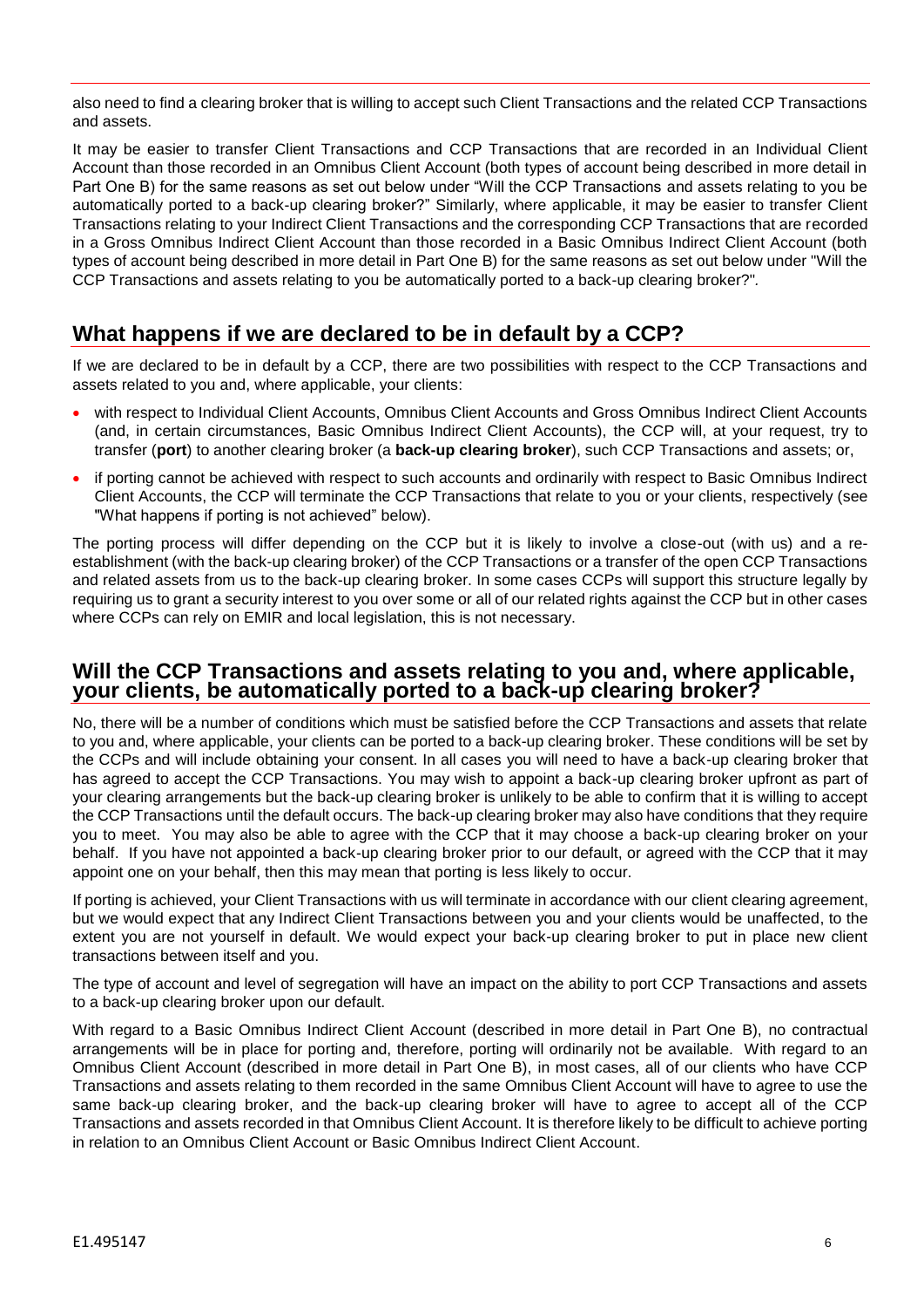also need to find a clearing broker that is willing to accept such Client Transactions and the related CCP Transactions and assets.

It may be easier to transfer Client Transactions and CCP Transactions that are recorded in an Individual Client Account than those recorded in an Omnibus Client Account (both types of account being described in more detail in Part One B) for the same reasons as set out below under "Will the CCP Transactions and assets relating to you be automatically ported to a back-up clearing broker?" Similarly, where applicable, it may be easier to transfer Client Transactions relating to your Indirect Client Transactions and the corresponding CCP Transactions that are recorded in a Gross Omnibus Indirect Client Account than those recorded in a Basic Omnibus Indirect Client Account (both types of account being described in more detail in Part One B) for the same reasons as set out below under "Will the CCP Transactions and assets relating to you be automatically ported to a back-up clearing broker?".

## What happens if we are declared to be in default by a CCP?

If we are declared to be in default by a CCP, there are two possibilities with respect to the CCP Transactions and assets related to you and, where applicable, your clients:

- with respect to Individual Client Accounts, Omnibus Client Accounts and Gross Omnibus Indirect Client Accounts (and, in certain circumstances, Basic Omnibus Indirect Client Accounts), the CCP will, at your request, try to transfer (**port**) to another clearing broker (a **back-up clearing broker**), such CCP Transactions and assets; or,
- if porting cannot be achieved with respect to such accounts and ordinarily with respect to Basic Omnibus Indirect Client Accounts, the CCP will terminate the CCP Transactions that relate to you or your clients, respectively (see "What happens if porting is not achieved" below).

The porting process will differ depending on the CCP but it is likely to involve a close-out (with us) and a re-establishment (with the back-up clearing broker) of the CCP Transactions or a transfer of the open CCP Transactions and related assets from us to the back-up clearing broker. In some cases CCPs will support this structure legally by requiring us to grant a security interest to you over some or all of our related rights against the CCP but in other cases where CCPs can rely on EMIR and local legislation, this is not necessary.

## Will the CCP Transactions and assets relating to you and, where applicable, your clients, be automatically ported to a back-up clearing broker?

No, there will be a number of conditions which must be satisfied before the CCP Transactions and assets that relate to you and, where applicable, your clients can be ported to a back-up clearing broker. These conditions will be set by the CCPs and will include obtaining your consent. In all cases you will need to have a back-up clearing broker that has agreed to accept the CCP Transactions. You may wish to appoint a back-up clearing broker upfront as part of your clearing arrangements but the back-up clearing broker is unlikely to be able to confirm that it is willing to accept the CCP Transactions until the default occurs. The back-up clearing broker may also have conditions that they require you to meet. You may also be able to agree with the CCP that it may choose a back-up clearing broker on your behalf. If you have not appointed a back-up clearing broker prior to our default, or agreed with the CCP that it may appoint one on your behalf, then this may mean that porting is less likely to occur.

If porting is achieved, your Client Transactions with us will terminate in accordance with our client clearing agreement, but we would expect that any Indirect Client Transactions between you and your clients would be unaffected, to the extent you are not yourself in default. We would expect your back-up clearing broker to put in place new client transactions between itself and you.

The type of account and level of segregation will have an impact on the ability to port CCP Transactions and assets to a back-up clearing broker upon our default.

With regard to a Basic Omnibus Indirect Client Account (described in more detail in Part One B), no contractual arrangements will be in place for porting and, therefore, porting will ordinarily not be available. With regard to an Omnibus Client Account (described in more detail in Part One B), in most cases, all of our clients who have CCP Transactions and assets relating to them recorded in the same Omnibus Client Account will have to agree to use the same back-up clearing broker, and the back-up clearing broker will have to agree to accept all of the CCP Transactions and assets recorded in that Omnibus Client Account. It is therefore likely to be difficult to achieve porting in relation to an Omnibus Client Account or Basic Omnibus Indirect Client Account.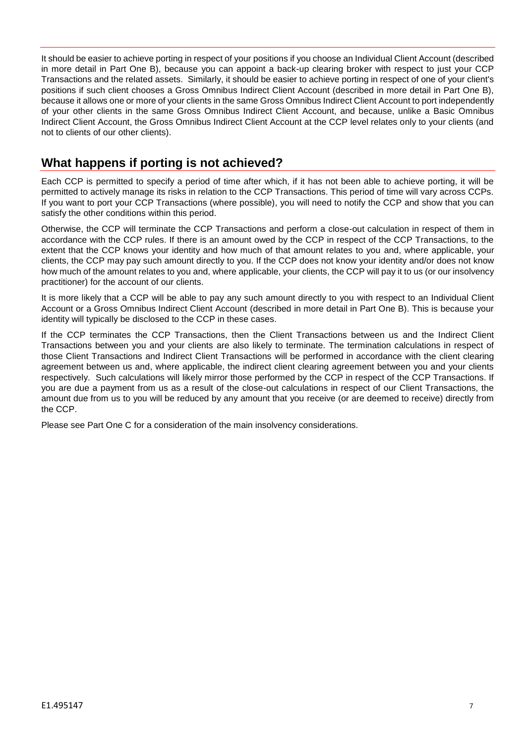It should be easier to achieve porting in respect of your positions if you choose an Individual Client Account (described in more detail in Part One B), because you can appoint a back-up clearing broker with respect to just your CCP Transactions and the related assets. Similarly, it should be easier to achieve porting in respect of one of your client's positions if such client chooses a Gross Omnibus Indirect Client Account (described in more detail in Part One B), because it allows one or more of your clients in the same Gross Omnibus Indirect Client Account to port independently of your other clients in the same Gross Omnibus Indirect Client Account, and because, unlike a Basic Omnibus Indirect Client Account, the Gross Omnibus Indirect Client Account at the CCP level relates only to your clients (and not to clients of our other clients).

## What happens if porting is not achieved?

Each CCP is permitted to specify a period of time after which, if it has not been able to achieve porting, it will be permitted to actively manage its risks in relation to the CCP Transactions. This period of time will vary across CCPs. If you want to port your CCP Transactions (where possible), you will need to notify the CCP and show that you can satisfy the other conditions within this period.

Otherwise, the CCP will terminate the CCP Transactions and perform a close-out calculation in respect of them in accordance with the CCP rules. If there is an amount owed by the CCP in respect of the CCP Transactions, to the extent that the CCP knows your identity and how much of that amount relates to you and, where applicable, your clients, the CCP may pay such amount directly to you. If the CCP does not know your identity and/or does not know how much of the amount relates to you and, where applicable, your clients, the CCP will pay it to us (or our insolvency practitioner) for the account of our clients.

It is more likely that a CCP will be able to pay any such amount directly to you with respect to an Individual Client Account or a Gross Omnibus Indirect Client Account (described in more detail in Part One B). This is because your identity will typically be disclosed to the CCP in these cases.

If the CCP terminates the CCP Transactions, then the Client Transactions between us and the Indirect Client Transactions between you and your clients are also likely to terminate. The termination calculations in respect of those Client Transactions and Indirect Client Transactions will be performed in accordance with the client clearing agreement between us and, where applicable, the indirect client clearing agreement between you and your clients respectively. Such calculations will likely mirror those performed by the CCP in respect of the CCP Transactions. If you are due a payment from us as a result of the close-out calculations in respect of our Client Transactions, the amount due from us to you will be reduced by any amount that you receive (or are deemed to receive) directly from the CCP.

Please see Part One C for a consideration of the main insolvency considerations.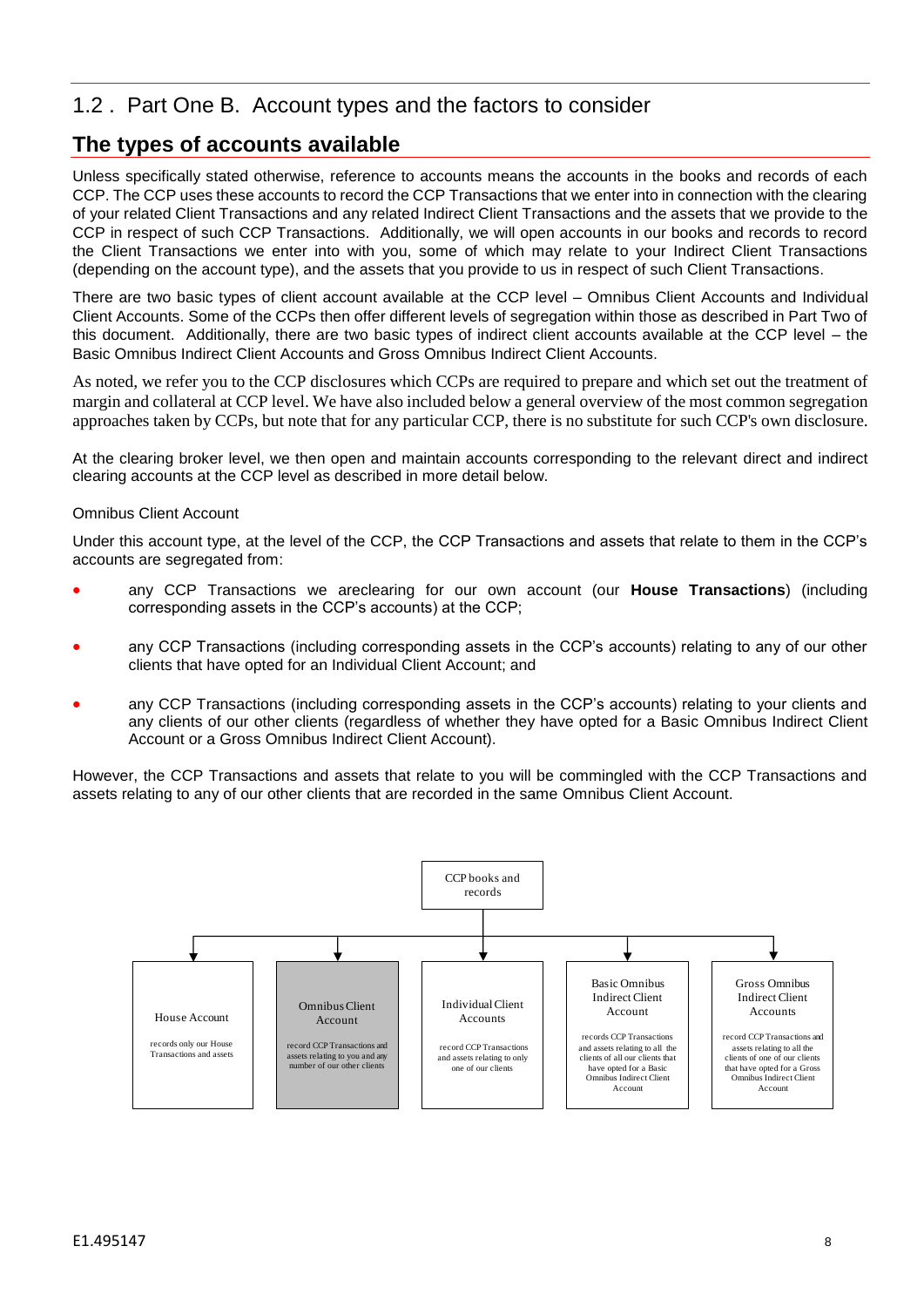## 1.2 . Part One B. Account types and the factors to consider

## The types of accounts available

Unless specifically stated otherwise, reference to accounts means the accounts in the books and records of each CCP. The CCP uses these accounts to record the CCP Transactions that we enter into in connection with the clearing of your related Client Transactions and any related Indirect Client Transactions and the assets that we provide to the CCP in respect of such CCP Transactions. Additionally, we will open accounts in our books and records to record the Client Transactions we enter into with you, some of which may relate to your Indirect Client Transactions (depending on the account type), and the assets that you provide to us in respect of such Client Transactions.

There are two basic types of client account available at the CCP level – Omnibus Client Accounts and Individual Client Accounts. Some of the CCPs then offer different levels of segregation within those as described in Part Two of this document. Additionally, there are two basic types of indirect client accounts available at the CCP level – the Basic Omnibus Indirect Client Accounts and Gross Omnibus Indirect Client Accounts.

As noted, we refer you to the CCP disclosures which CCPs are required to prepare and which set out the treatment of margin and collateral at CCP level. We have also included below a general overview of the most common segregation approaches taken by CCPs, but note that for any particular CCP, there is no substitute for such CCP's own disclosure.

At the clearing broker level, we then open and maintain accounts corresponding to the relevant direct and indirect clearing accounts at the CCP level as described in more detail below.

Omnibus Client Account

Under this account type, at the level of the CCP, the CCP Transactions and assets that relate to them in the CCP's accounts are segregated from:

- any CCP Transactions we areclearing for our own account (our **House Transactions**) (including corresponding assets in the CCP's accounts) at the CCP;
- any CCP Transactions (including corresponding assets in the CCP's accounts) relating to any of our other clients that have opted for an Individual Client Account; and
- any CCP Transactions (including corresponding assets in the CCP's accounts) relating to your clients and any clients of our other clients (regardless of whether they have opted for a Basic Omnibus Indirect Client Account or a Gross Omnibus Indirect Client Account).

However, the CCP Transactions and assets that relate to you will be commingled with the CCP Transactions and assets relating to any of our other clients that are recorded in the same Omnibus Client Account.

CCP books and records

| House Account | Omnibus Client Account | Individual Client Accounts | Basic Omnibus Indirect Client Account | Gross Omnibus Indirect Client Accounts |
|---|---|---|---|---|
| records only our House Transactions and assets | record CCP Transactions and assets relating to you and any number of our other clients | record CCP Transactions and assets relating to only one of our clients | records CCP Transactions and assets relating to all the clients of all our clients that have opted for a Basic Omnibus Indirect Client Account | record CCP Transactions and assets relating to all the clients of one of our clients that have opted for a Gross Omnibus Indirect Client Account |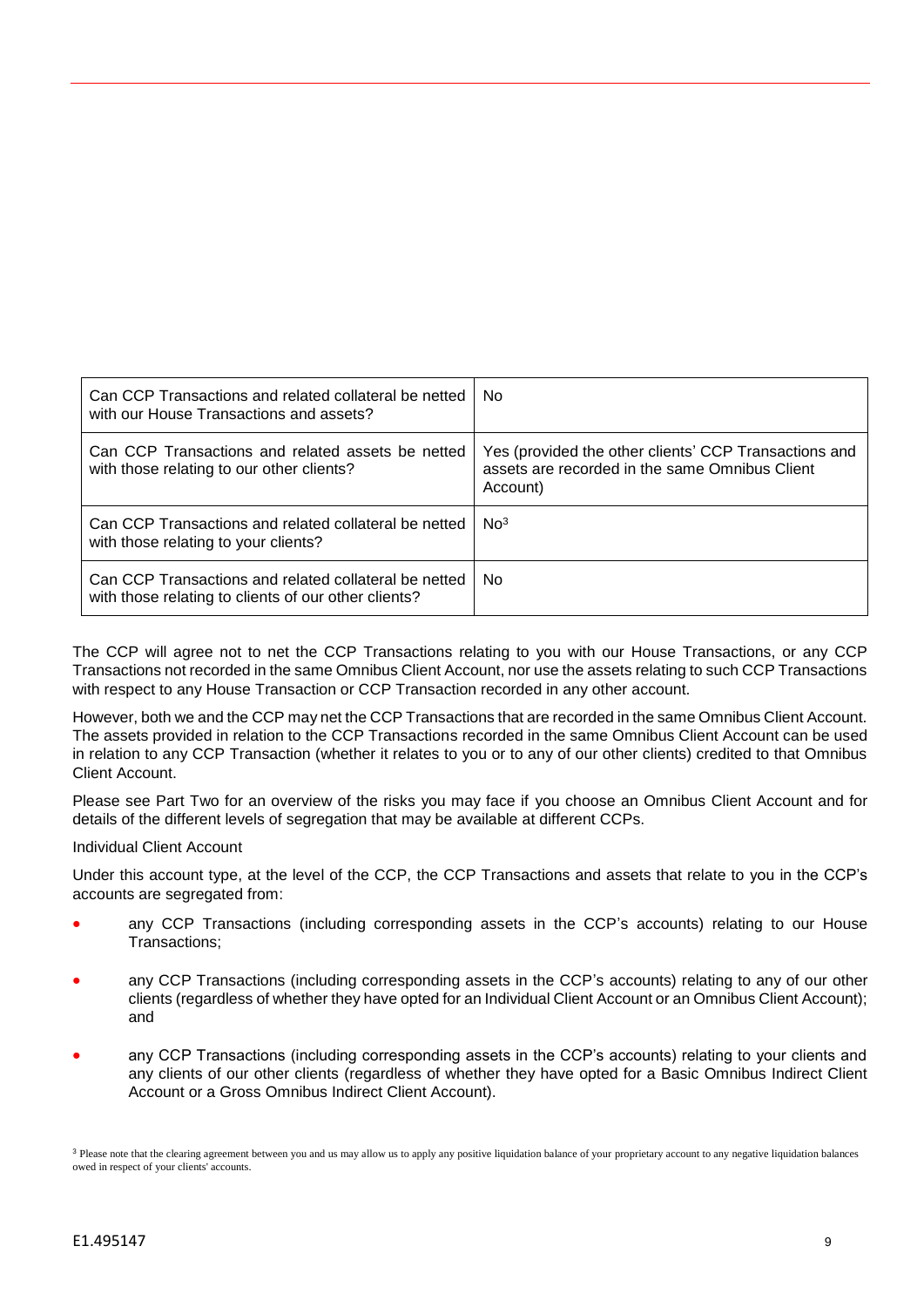| Can CCP Transactions and related collateral be netted with our House Transactions and assets? | No |
|---|---|
| Can CCP Transactions and related assets be netted with those relating to our other clients? | Yes (provided the other clients' CCP Transactions and assets are recorded in the same Omnibus Client Account) |
| Can CCP Transactions and related collateral be netted with those relating to your clients? | No[3] |
| Can CCP Transactions and related collateral be netted with those relating to clients of our other clients? | No |

The CCP will agree not to net the CCP Transactions relating to you with our House Transactions, or any CCP Transactions not recorded in the same Omnibus Client Account, nor use the assets relating to such CCP Transactions with respect to any House Transaction or CCP Transaction recorded in any other account.

However, both we and the CCP may net the CCP Transactions that are recorded in the same Omnibus Client Account. The assets provided in relation to the CCP Transactions recorded in the same Omnibus Client Account can be used in relation to any CCP Transaction (whether it relates to you or to any of our other clients) credited to that Omnibus Client Account.

Please see Part Two for an overview of the risks you may face if you choose an Omnibus Client Account and for details of the different levels of segregation that may be available at different CCPs.

Individual Client Account

Under this account type, at the level of the CCP, the CCP Transactions and assets that relate to you in the CCP's accounts are segregated from:

- any CCP Transactions (including corresponding assets in the CCP's accounts) relating to our House Transactions;
- any CCP Transactions (including corresponding assets in the CCP's accounts) relating to any of our other clients (regardless of whether they have opted for an Individual Client Account or an Omnibus Client Account); and
- any CCP Transactions (including corresponding assets in the CCP's accounts) relating to your clients and any clients of our other clients (regardless of whether they have opted for a Basic Omnibus Indirect Client Account or a Gross Omnibus Indirect Client Account).

[3] Please note that the clearing agreement between you and us may allow us to apply any positive liquidation balance of your proprietary account to any negative liquidation balances owed in respect of your clients' accounts.

E1.495147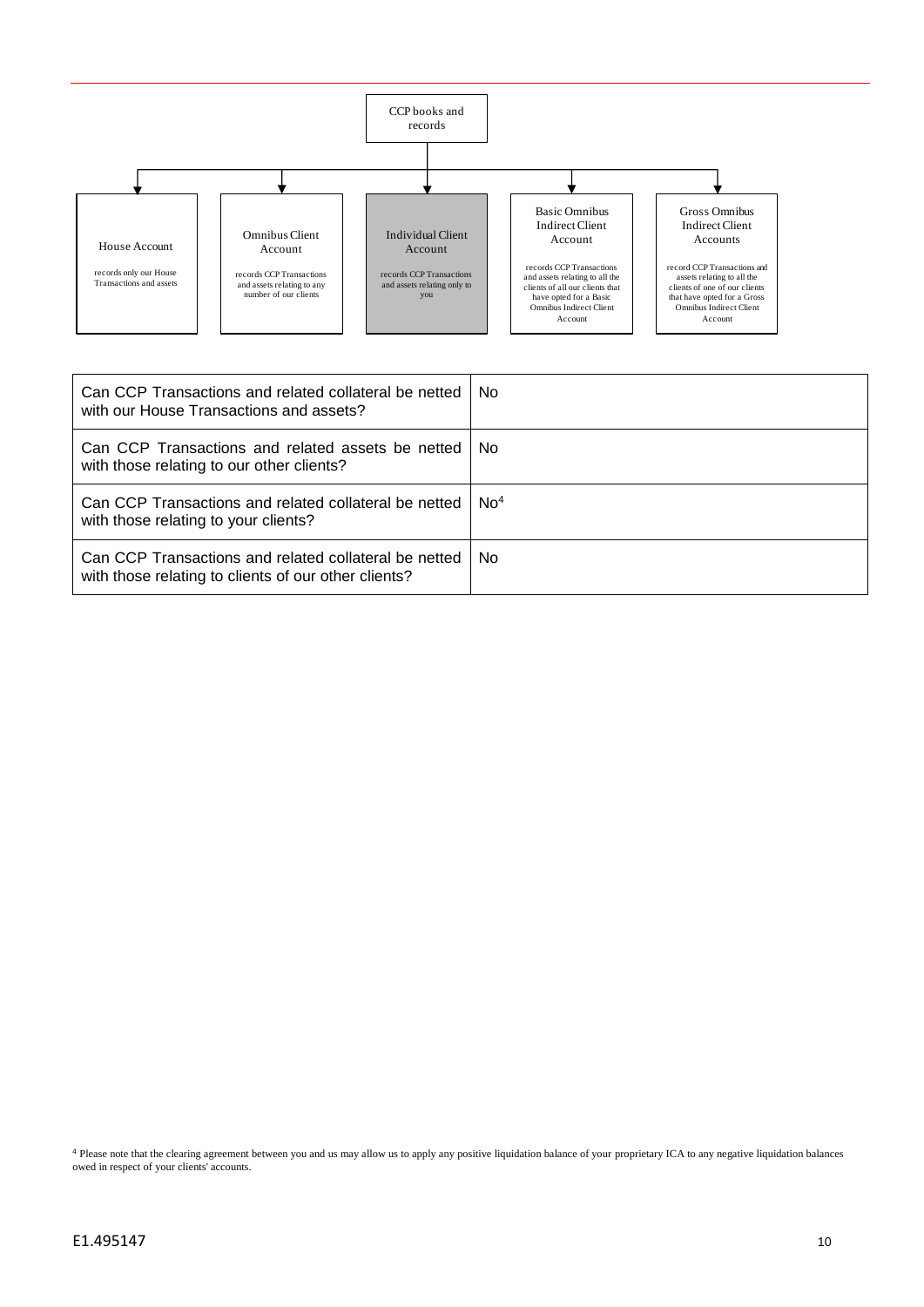CCP books and records

- **House Account** — records only our House Transactions and assets
- **Omnibus Client Account** — records CCP Transactions and assets relating to any number of our clients
- **Individual Client Account** — records CCP Transactions and assets relating only to you
- **Basic Omnibus Indirect Client Account** — records CCP Transactions and assets relating to all the clients of all our clients that have opted for a Basic Omnibus Indirect Client Account
- **Gross Omnibus Indirect Client Accounts** — record CCP Transactions and assets relating to all the clients of one of our clients that have opted for a Gross Omnibus Indirect Client Account

| | |
|---|---|
| Can CCP Transactions and related collateral be netted with our House Transactions and assets? | No |
| Can CCP Transactions and related assets be netted with those relating to our other clients? | No |
| Can CCP Transactions and related collateral be netted with those relating to your clients? | No[4] |
| Can CCP Transactions and related collateral be netted with those relating to clients of our other clients? | No |

[4] Please note that the clearing agreement between you and us may allow us to apply any positive liquidation balance of your proprietary ICA to any negative liquidation balances owed in respect of your clients' accounts.

E1.495147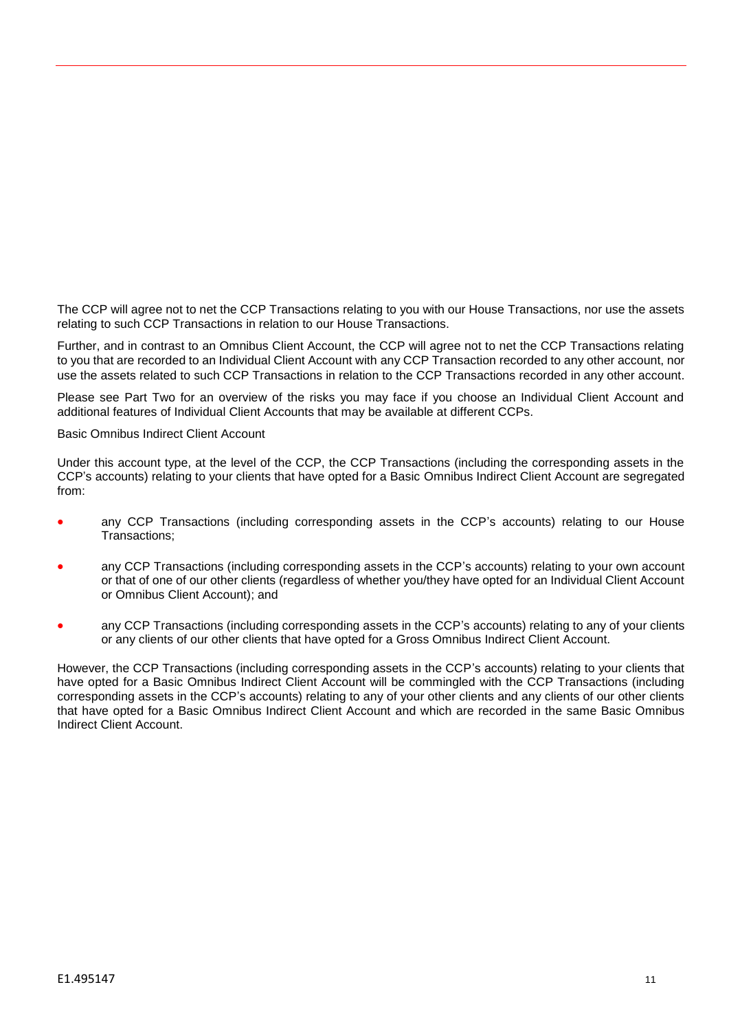The CCP will agree not to net the CCP Transactions relating to you with our House Transactions, nor use the assets relating to such CCP Transactions in relation to our House Transactions.

Further, and in contrast to an Omnibus Client Account, the CCP will agree not to net the CCP Transactions relating to you that are recorded to an Individual Client Account with any CCP Transaction recorded to any other account, nor use the assets related to such CCP Transactions in relation to the CCP Transactions recorded in any other account.

Please see Part Two for an overview of the risks you may face if you choose an Individual Client Account and additional features of Individual Client Accounts that may be available at different CCPs.

Basic Omnibus Indirect Client Account

Under this account type, at the level of the CCP, the CCP Transactions (including the corresponding assets in the CCP's accounts) relating to your clients that have opted for a Basic Omnibus Indirect Client Account are segregated from:

- any CCP Transactions (including corresponding assets in the CCP's accounts) relating to our House Transactions;
- any CCP Transactions (including corresponding assets in the CCP's accounts) relating to your own account or that of one of our other clients (regardless of whether you/they have opted for an Individual Client Account or Omnibus Client Account); and
- any CCP Transactions (including corresponding assets in the CCP's accounts) relating to any of your clients or any clients of our other clients that have opted for a Gross Omnibus Indirect Client Account.

However, the CCP Transactions (including corresponding assets in the CCP's accounts) relating to your clients that have opted for a Basic Omnibus Indirect Client Account will be commingled with the CCP Transactions (including corresponding assets in the CCP's accounts) relating to any of your other clients and any clients of our other clients that have opted for a Basic Omnibus Indirect Client Account and which are recorded in the same Basic Omnibus Indirect Client Account.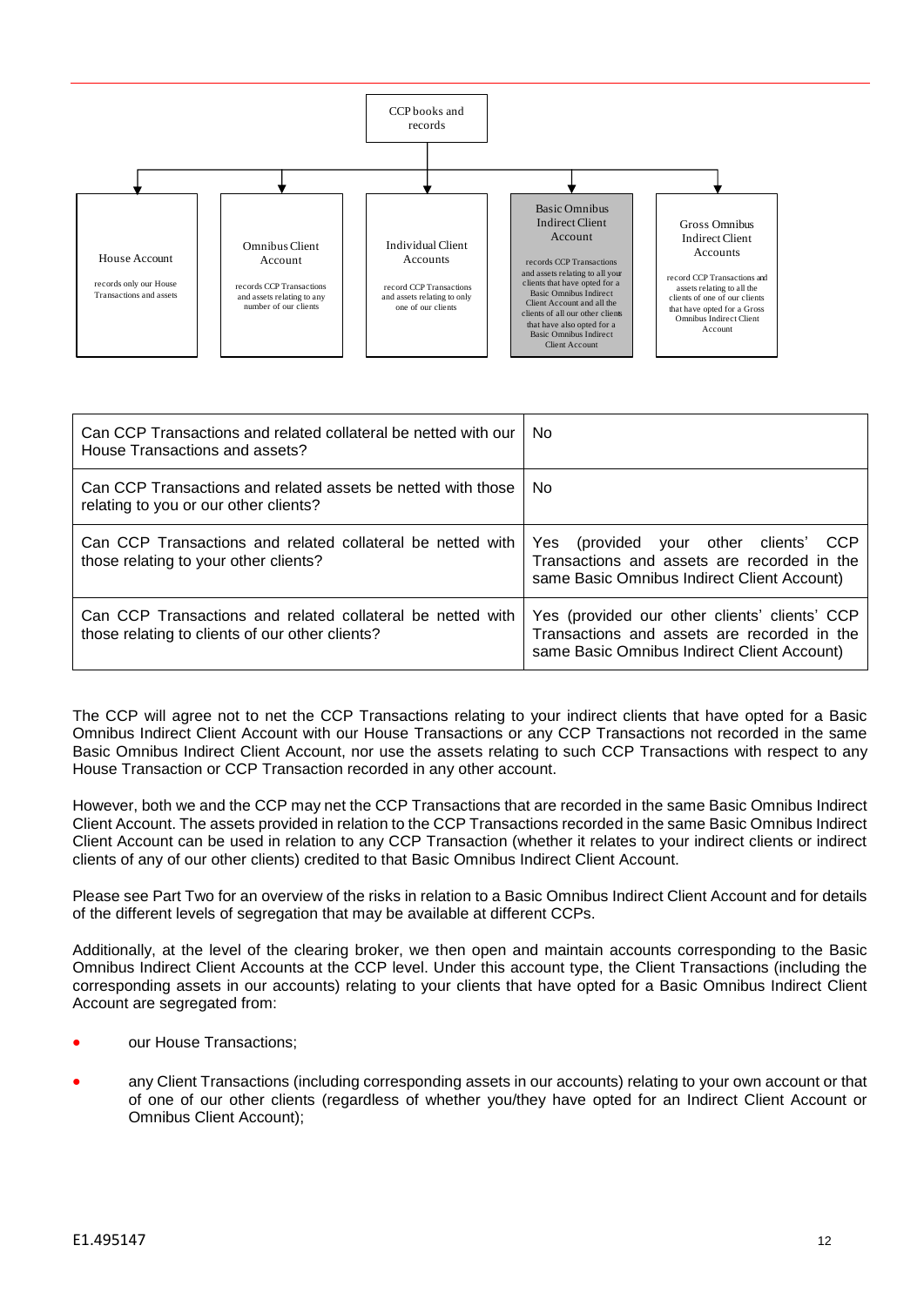CCP books and records

| House Account | Omnibus Client Account | Individual Client Accounts | Basic Omnibus Indirect Client Account | Gross Omnibus Indirect Client Accounts |
|---|---|---|---|---|
| records only our House Transactions and assets | records CCP Transactions and assets relating to any number of our clients | record CCP Transactions and assets relating to only one of our clients | records CCP Transactions and assets relating to all your clients that have opted for a Basic Omnibus Indirect Client Account and all the clients of all our other clients that have also opted for a Basic Omnibus Indirect Client Account | record CCP Transactions and assets relating to all the clients of one of our clients that have opted for a Gross Omnibus Indirect Client Account |

| | |
|---|---|
| Can CCP Transactions and related collateral be netted with our House Transactions and assets? | No |
| Can CCP Transactions and related assets be netted with those relating to you or our other clients? | No |
| Can CCP Transactions and related collateral be netted with those relating to your other clients? | Yes (provided your other clients' CCP Transactions and assets are recorded in the same Basic Omnibus Indirect Client Account) |
| Can CCP Transactions and related collateral be netted with those relating to clients of our other clients? | Yes (provided our other clients' clients' CCP Transactions and assets are recorded in the same Basic Omnibus Indirect Client Account) |

The CCP will agree not to net the CCP Transactions relating to your indirect clients that have opted for a Basic Omnibus Indirect Client Account with our House Transactions or any CCP Transactions not recorded in the same Basic Omnibus Indirect Client Account, nor use the assets relating to such CCP Transactions with respect to any House Transaction or CCP Transaction recorded in any other account.

However, both we and the CCP may net the CCP Transactions that are recorded in the same Basic Omnibus Indirect Client Account. The assets provided in relation to the CCP Transactions recorded in the same Basic Omnibus Indirect Client Account can be used in relation to any CCP Transaction (whether it relates to your indirect clients or indirect clients of any of our other clients) credited to that Basic Omnibus Indirect Client Account.

Please see Part Two for an overview of the risks in relation to a Basic Omnibus Indirect Client Account and for details of the different levels of segregation that may be available at different CCPs.

Additionally, at the level of the clearing broker, we then open and maintain accounts corresponding to the Basic Omnibus Indirect Client Accounts at the CCP level. Under this account type, the Client Transactions (including the corresponding assets in our accounts) relating to your clients that have opted for a Basic Omnibus Indirect Client Account are segregated from:

- our House Transactions;
- any Client Transactions (including corresponding assets in our accounts) relating to your own account or that of one of our other clients (regardless of whether you/they have opted for an Indirect Client Account or Omnibus Client Account);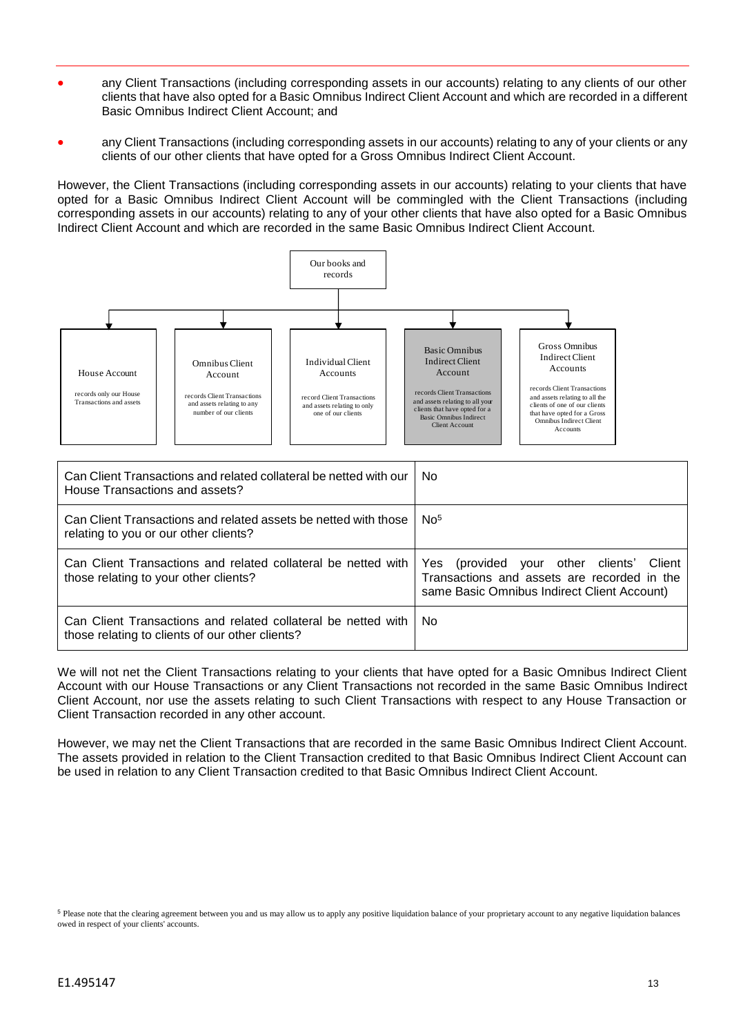- any Client Transactions (including corresponding assets in our accounts) relating to any clients of our other clients that have also opted for a Basic Omnibus Indirect Client Account and which are recorded in a different Basic Omnibus Indirect Client Account; and
- any Client Transactions (including corresponding assets in our accounts) relating to any of your clients or any clients of our other clients that have opted for a Gross Omnibus Indirect Client Account.

However, the Client Transactions (including corresponding assets in our accounts) relating to your clients that have opted for a Basic Omnibus Indirect Client Account will be commingled with the Client Transactions (including corresponding assets in our accounts) relating to any of your other clients that have also opted for a Basic Omnibus Indirect Client Account and which are recorded in the same Basic Omnibus Indirect Client Account.

Our books and records

- **House Account** – records only our House Transactions and assets
- **Omnibus Client Account** – records Client Transactions and assets relating to any number of our clients
- **Individual Client Accounts** – record Client Transactions and assets relating to only one of our clients
- **Basic Omnibus Indirect Client Account** – records Client Transactions and assets relating to all your clients that have opted for a Basic Omnibus Indirect Client Account
- **Gross Omnibus Indirect Client Accounts** – records Client Transactions and assets relating to all the clients of one of our clients that have opted for a Gross Omnibus Indirect Client Accounts

| | |
|---|---|
| Can Client Transactions and related collateral be netted with our House Transactions and assets? | No |
| Can Client Transactions and related assets be netted with those relating to you or our other clients? | No[5] |
| Can Client Transactions and related collateral be netted with those relating to your other clients? | Yes (provided your other clients' Client Transactions and assets are recorded in the same Basic Omnibus Indirect Client Account) |
| Can Client Transactions and related collateral be netted with those relating to clients of our other clients? | No |

We will not net the Client Transactions relating to your clients that have opted for a Basic Omnibus Indirect Client Account with our House Transactions or any Client Transactions not recorded in the same Basic Omnibus Indirect Client Account, nor use the assets relating to such Client Transactions with respect to any House Transaction or Client Transaction recorded in any other account.

However, we may net the Client Transactions that are recorded in the same Basic Omnibus Indirect Client Account. The assets provided in relation to the Client Transaction credited to that Basic Omnibus Indirect Client Account can be used in relation to any Client Transaction credited to that Basic Omnibus Indirect Client Account.

[5] Please note that the clearing agreement between you and us may allow us to apply any positive liquidation balance of your proprietary account to any negative liquidation balances owed in respect of your clients' accounts.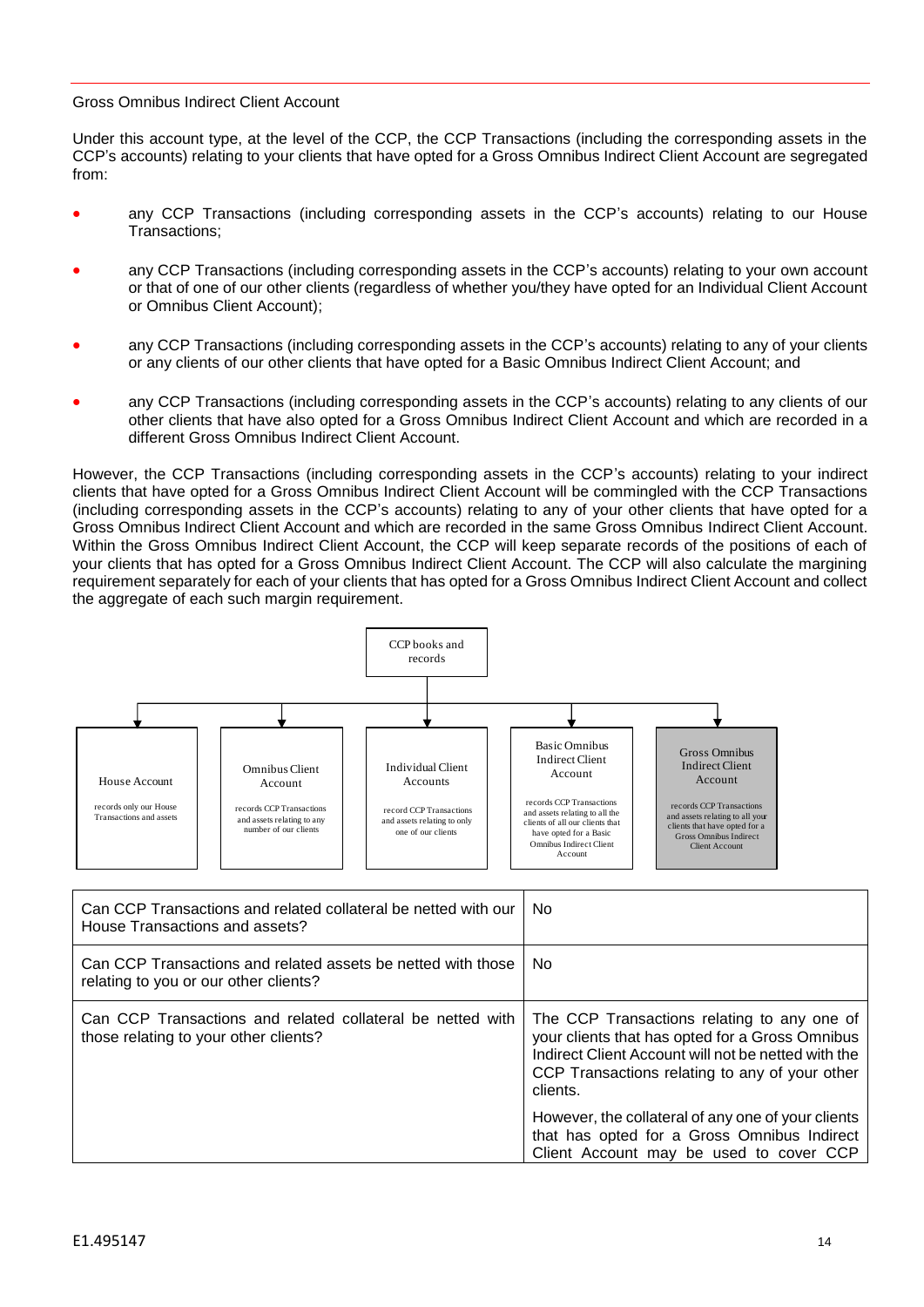Gross Omnibus Indirect Client Account

Under this account type, at the level of the CCP, the CCP Transactions (including the corresponding assets in the CCP's accounts) relating to your clients that have opted for a Gross Omnibus Indirect Client Account are segregated from:

- any CCP Transactions (including corresponding assets in the CCP's accounts) relating to our House Transactions;
- any CCP Transactions (including corresponding assets in the CCP's accounts) relating to your own account or that of one of our other clients (regardless of whether you/they have opted for an Individual Client Account or Omnibus Client Account);
- any CCP Transactions (including corresponding assets in the CCP's accounts) relating to any of your clients or any clients of our other clients that have opted for a Basic Omnibus Indirect Client Account; and
- any CCP Transactions (including corresponding assets in the CCP's accounts) relating to any clients of our other clients that have also opted for a Gross Omnibus Indirect Client Account and which are recorded in a different Gross Omnibus Indirect Client Account.

However, the CCP Transactions (including corresponding assets in the CCP's accounts) relating to your indirect clients that have opted for a Gross Omnibus Indirect Client Account will be commingled with the CCP Transactions (including corresponding assets in the CCP's accounts) relating to any of your other clients that have opted for a Gross Omnibus Indirect Client Account and which are recorded in the same Gross Omnibus Indirect Client Account. Within the Gross Omnibus Indirect Client Account, the CCP will keep separate records of the positions of each of your clients that has opted for a Gross Omnibus Indirect Client Account. The CCP will also calculate the margining requirement separately for each of your clients that has opted for a Gross Omnibus Indirect Client Account and collect the aggregate of each such margin requirement.

CCP books and records

- **House Account** – records only our House Transactions and assets
- **Omnibus Client Account** – records CCP Transactions and assets relating to any number of our clients
- **Individual Client Accounts** – record CCP Transactions and assets relating to only one of our clients
- **Basic Omnibus Indirect Client Account** – records CCP Transactions and assets relating to all the clients of all our clients that have opted for a Basic Omnibus Indirect Client Account
- **Gross Omnibus Indirect Client Account** – records CCP Transactions and assets relating to all your clients that have opted for a Gross Omnibus Indirect Client Account

| | |
|---|---|
| Can CCP Transactions and related collateral be netted with our House Transactions and assets? | No |
| Can CCP Transactions and related assets be netted with those relating to you or our other clients? | No |
| Can CCP Transactions and related collateral be netted with those relating to your other clients? | The CCP Transactions relating to any one of your clients that has opted for a Gross Omnibus Indirect Client Account will not be netted with the CCP Transactions relating to any of your other clients.<br><br>However, the collateral of any one of your clients that has opted for a Gross Omnibus Indirect Client Account may be used to cover CCP |

E1.495147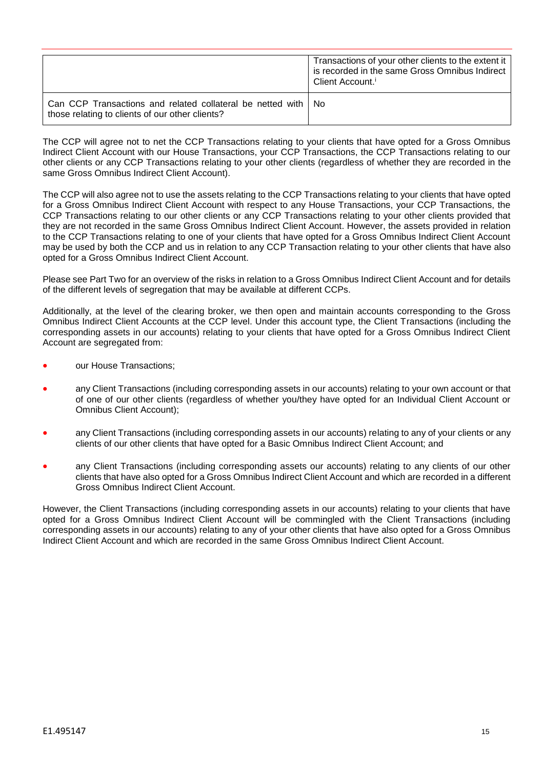|  |  |
|---|---|
|  | Transactions of your other clients to the extent it is recorded in the same Gross Omnibus Indirect Client Account.[i] |
| Can CCP Transactions and related collateral be netted with those relating to clients of our other clients? | No |

The CCP will agree not to net the CCP Transactions relating to your clients that have opted for a Gross Omnibus Indirect Client Account with our House Transactions, your CCP Transactions, the CCP Transactions relating to our other clients or any CCP Transactions relating to your other clients (regardless of whether they are recorded in the same Gross Omnibus Indirect Client Account).

The CCP will also agree not to use the assets relating to the CCP Transactions relating to your clients that have opted for a Gross Omnibus Indirect Client Account with respect to any House Transactions, your CCP Transactions, the CCP Transactions relating to our other clients or any CCP Transactions relating to your other clients provided that they are not recorded in the same Gross Omnibus Indirect Client Account. However, the assets provided in relation to the CCP Transactions relating to one of your clients that have opted for a Gross Omnibus Indirect Client Account may be used by both the CCP and us in relation to any CCP Transaction relating to your other clients that have also opted for a Gross Omnibus Indirect Client Account.

Please see Part Two for an overview of the risks in relation to a Gross Omnibus Indirect Client Account and for details of the different levels of segregation that may be available at different CCPs.

Additionally, at the level of the clearing broker, we then open and maintain accounts corresponding to the Gross Omnibus Indirect Client Accounts at the CCP level. Under this account type, the Client Transactions (including the corresponding assets in our accounts) relating to your clients that have opted for a Gross Omnibus Indirect Client Account are segregated from:

- our House Transactions;
- any Client Transactions (including corresponding assets in our accounts) relating to your own account or that of one of our other clients (regardless of whether you/they have opted for an Individual Client Account or Omnibus Client Account);
- any Client Transactions (including corresponding assets in our accounts) relating to any of your clients or any clients of our other clients that have opted for a Basic Omnibus Indirect Client Account; and
- any Client Transactions (including corresponding assets our accounts) relating to any clients of our other clients that have also opted for a Gross Omnibus Indirect Client Account and which are recorded in a different Gross Omnibus Indirect Client Account.

However, the Client Transactions (including corresponding assets in our accounts) relating to your clients that have opted for a Gross Omnibus Indirect Client Account will be commingled with the Client Transactions (including corresponding assets in our accounts) relating to any of your other clients that have also opted for a Gross Omnibus Indirect Client Account and which are recorded in the same Gross Omnibus Indirect Client Account.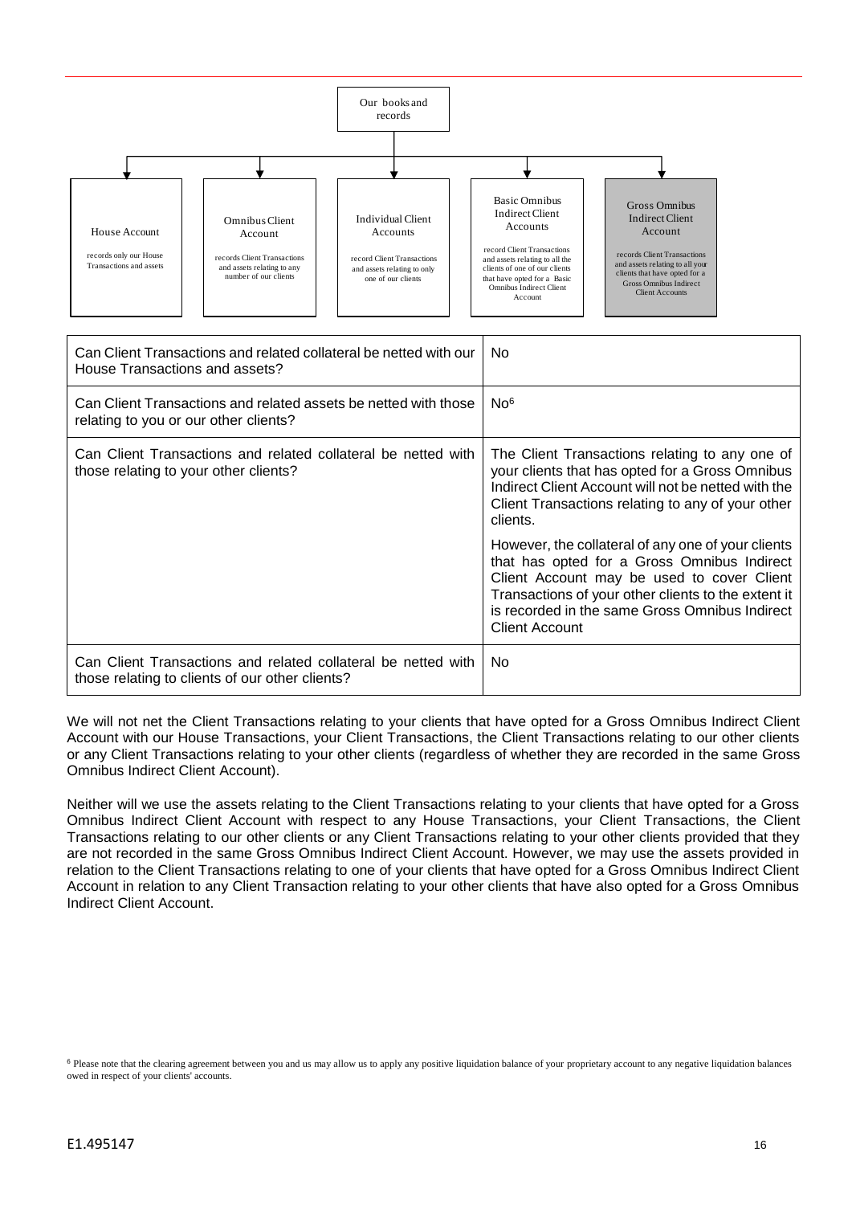Our books and records

- **House Account** — records only our House Transactions and assets
- **Omnibus Client Account** — records Client Transactions and assets relating to any number of our clients
- **Individual Client Accounts** — record Client Transactions and assets relating to only one of our clients
- **Basic Omnibus Indirect Client Accounts** — record Client Transactions and assets relating to all the clients of one of our clients that have opted for a Basic Omnibus Indirect Client Account
- **Gross Omnibus Indirect Client Account** — records Client Transactions and assets relating to all your clients that have opted for a Gross Omnibus Indirect Client Accounts

| | |
|---|---|
| Can Client Transactions and related collateral be netted with our House Transactions and assets? | No |
| Can Client Transactions and related assets be netted with those relating to you or our other clients? | No[6] |
| Can Client Transactions and related collateral be netted with those relating to your other clients? | The Client Transactions relating to any one of your clients that has opted for a Gross Omnibus Indirect Client Account will not be netted with the Client Transactions relating to any of your other clients.<br><br>However, the collateral of any one of your clients that has opted for a Gross Omnibus Indirect Client Account may be used to cover Client Transactions of your other clients to the extent it is recorded in the same Gross Omnibus Indirect Client Account |
| Can Client Transactions and related collateral be netted with those relating to clients of our other clients? | No |

We will not net the Client Transactions relating to your clients that have opted for a Gross Omnibus Indirect Client Account with our House Transactions, your Client Transactions, the Client Transactions relating to our other clients or any Client Transactions relating to your other clients (regardless of whether they are recorded in the same Gross Omnibus Indirect Client Account).

Neither will we use the assets relating to the Client Transactions relating to your clients that have opted for a Gross Omnibus Indirect Client Account with respect to any House Transactions, your Client Transactions, the Client Transactions relating to our other clients or any Client Transactions relating to your other clients provided that they are not recorded in the same Gross Omnibus Indirect Client Account. However, we may use the assets provided in relation to the Client Transactions relating to one of your clients that have opted for a Gross Omnibus Indirect Client Account in relation to any Client Transaction relating to your other clients that have also opted for a Gross Omnibus Indirect Client Account.

[6] Please note that the clearing agreement between you and us may allow us to apply any positive liquidation balance of your proprietary account to any negative liquidation balances owed in respect of your clients' accounts.

E1.495147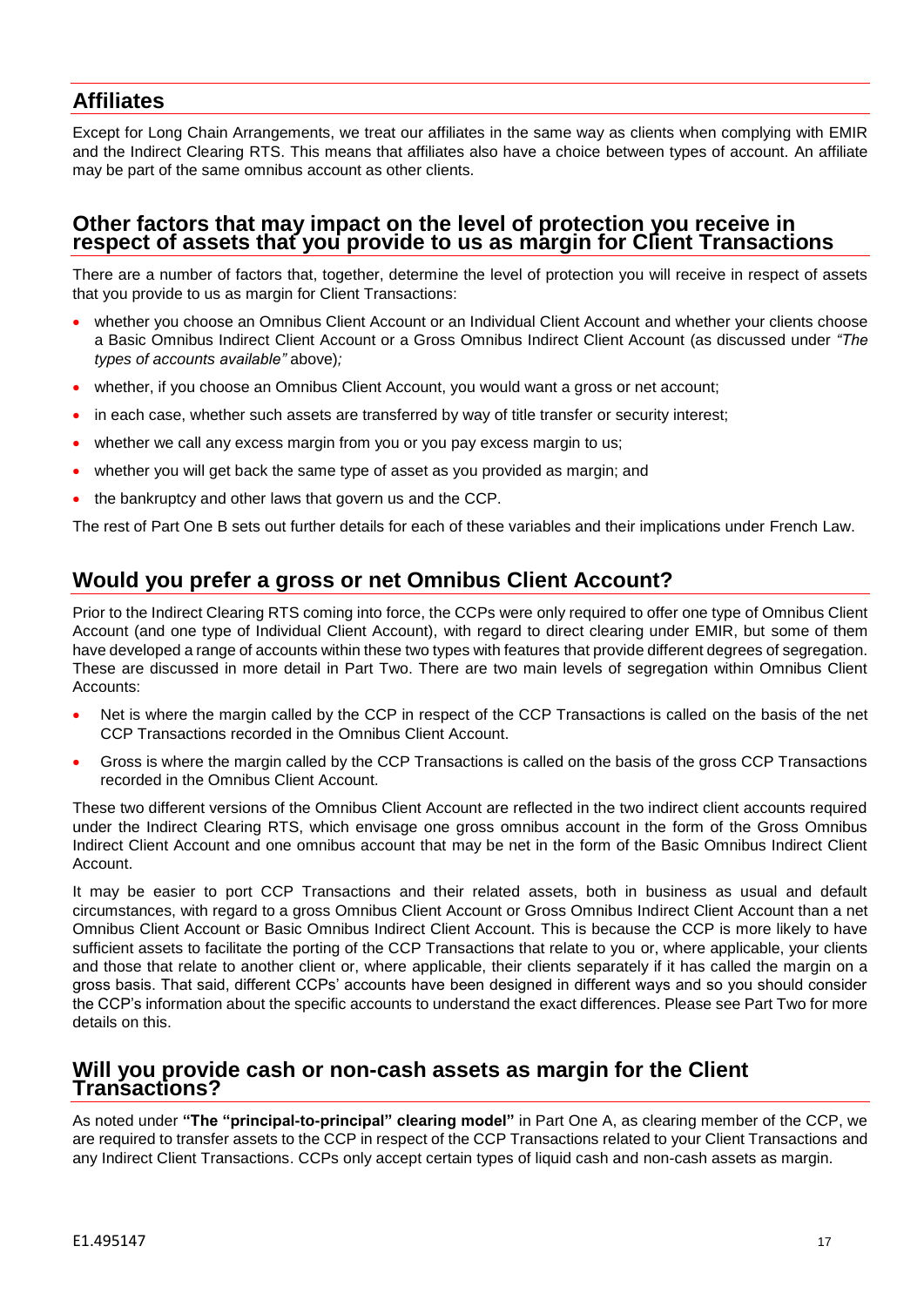## Affiliates

Except for Long Chain Arrangements, we treat our affiliates in the same way as clients when complying with EMIR and the Indirect Clearing RTS. This means that affiliates also have a choice between types of account. An affiliate may be part of the same omnibus account as other clients.

## Other factors that may impact on the level of protection you receive in respect of assets that you provide to us as margin for Client Transactions

There are a number of factors that, together, determine the level of protection you will receive in respect of assets that you provide to us as margin for Client Transactions:

- whether you choose an Omnibus Client Account or an Individual Client Account and whether your clients choose a Basic Omnibus Indirect Client Account or a Gross Omnibus Indirect Client Account (as discussed under *"The types of accounts available"* above)*;*
- whether, if you choose an Omnibus Client Account, you would want a gross or net account;
- in each case, whether such assets are transferred by way of title transfer or security interest;
- whether we call any excess margin from you or you pay excess margin to us;
- whether you will get back the same type of asset as you provided as margin; and
- the bankruptcy and other laws that govern us and the CCP.

The rest of Part One B sets out further details for each of these variables and their implications under French Law.

## Would you prefer a gross or net Omnibus Client Account?

Prior to the Indirect Clearing RTS coming into force, the CCPs were only required to offer one type of Omnibus Client Account (and one type of Individual Client Account), with regard to direct clearing under EMIR, but some of them have developed a range of accounts within these two types with features that provide different degrees of segregation. These are discussed in more detail in Part Two. There are two main levels of segregation within Omnibus Client Accounts:

- Net is where the margin called by the CCP in respect of the CCP Transactions is called on the basis of the net CCP Transactions recorded in the Omnibus Client Account.
- Gross is where the margin called by the CCP Transactions is called on the basis of the gross CCP Transactions recorded in the Omnibus Client Account.

These two different versions of the Omnibus Client Account are reflected in the two indirect client accounts required under the Indirect Clearing RTS, which envisage one gross omnibus account in the form of the Gross Omnibus Indirect Client Account and one omnibus account that may be net in the form of the Basic Omnibus Indirect Client Account.

It may be easier to port CCP Transactions and their related assets, both in business as usual and default circumstances, with regard to a gross Omnibus Client Account or Gross Omnibus Indirect Client Account than a net Omnibus Client Account or Basic Omnibus Indirect Client Account. This is because the CCP is more likely to have sufficient assets to facilitate the porting of the CCP Transactions that relate to you or, where applicable, your clients and those that relate to another client or, where applicable, their clients separately if it has called the margin on a gross basis. That said, different CCPs' accounts have been designed in different ways and so you should consider the CCP's information about the specific accounts to understand the exact differences. Please see Part Two for more details on this.

## Will you provide cash or non-cash assets as margin for the Client Transactions?

As noted under **"The "principal-to-principal" clearing model"** in Part One A, as clearing member of the CCP, we are required to transfer assets to the CCP in respect of the CCP Transactions related to your Client Transactions and any Indirect Client Transactions. CCPs only accept certain types of liquid cash and non-cash assets as margin.

E1.495147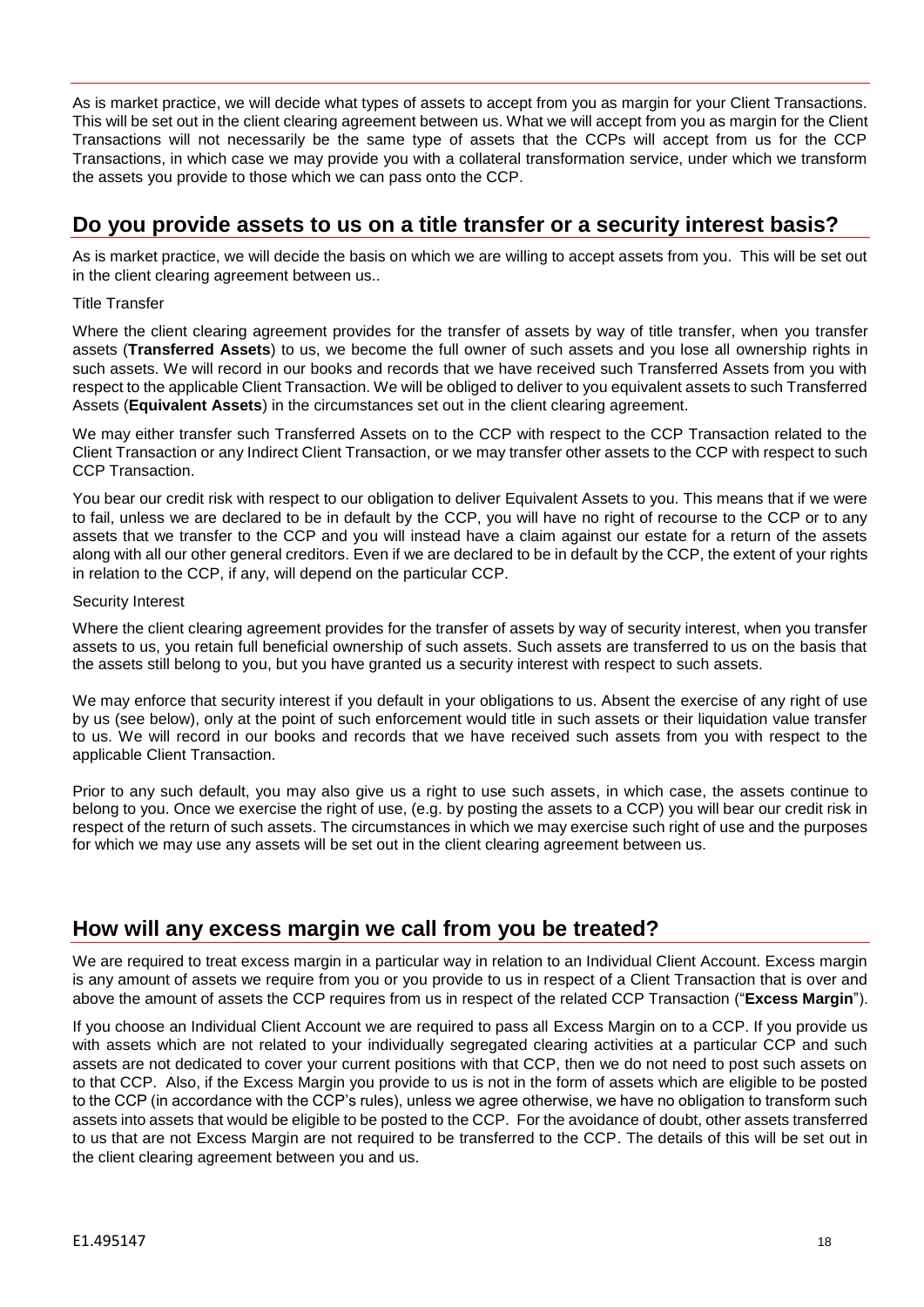As is market practice, we will decide what types of assets to accept from you as margin for your Client Transactions. This will be set out in the client clearing agreement between us. What we will accept from you as margin for the Client Transactions will not necessarily be the same type of assets that the CCPs will accept from us for the CCP Transactions, in which case we may provide you with a collateral transformation service, under which we transform the assets you provide to those which we can pass onto the CCP.

## Do you provide assets to us on a title transfer or a security interest basis?

As is market practice, we will decide the basis on which we are willing to accept assets from you. This will be set out in the client clearing agreement between us..

Title Transfer

Where the client clearing agreement provides for the transfer of assets by way of title transfer, when you transfer assets (**Transferred Assets**) to us, we become the full owner of such assets and you lose all ownership rights in such assets. We will record in our books and records that we have received such Transferred Assets from you with respect to the applicable Client Transaction. We will be obliged to deliver to you equivalent assets to such Transferred Assets (**Equivalent Assets**) in the circumstances set out in the client clearing agreement.

We may either transfer such Transferred Assets on to the CCP with respect to the CCP Transaction related to the Client Transaction or any Indirect Client Transaction, or we may transfer other assets to the CCP with respect to such CCP Transaction.

You bear our credit risk with respect to our obligation to deliver Equivalent Assets to you. This means that if we were to fail, unless we are declared to be in default by the CCP, you will have no right of recourse to the CCP or to any assets that we transfer to the CCP and you will instead have a claim against our estate for a return of the assets along with all our other general creditors. Even if we are declared to be in default by the CCP, the extent of your rights in relation to the CCP, if any, will depend on the particular CCP.

Security Interest

Where the client clearing agreement provides for the transfer of assets by way of security interest, when you transfer assets to us, you retain full beneficial ownership of such assets. Such assets are transferred to us on the basis that the assets still belong to you, but you have granted us a security interest with respect to such assets.

We may enforce that security interest if you default in your obligations to us. Absent the exercise of any right of use by us (see below), only at the point of such enforcement would title in such assets or their liquidation value transfer to us. We will record in our books and records that we have received such assets from you with respect to the applicable Client Transaction.

Prior to any such default, you may also give us a right to use such assets, in which case, the assets continue to belong to you. Once we exercise the right of use, (e.g. by posting the assets to a CCP) you will bear our credit risk in respect of the return of such assets. The circumstances in which we may exercise such right of use and the purposes for which we may use any assets will be set out in the client clearing agreement between us.

## How will any excess margin we call from you be treated?

We are required to treat excess margin in a particular way in relation to an Individual Client Account. Excess margin is any amount of assets we require from you or you provide to us in respect of a Client Transaction that is over and above the amount of assets the CCP requires from us in respect of the related CCP Transaction ("**Excess Margin**").

If you choose an Individual Client Account we are required to pass all Excess Margin on to a CCP. If you provide us with assets which are not related to your individually segregated clearing activities at a particular CCP and such assets are not dedicated to cover your current positions with that CCP, then we do not need to post such assets on to that CCP. Also, if the Excess Margin you provide to us is not in the form of assets which are eligible to be posted to the CCP (in accordance with the CCP's rules), unless we agree otherwise, we have no obligation to transform such assets into assets that would be eligible to be posted to the CCP. For the avoidance of doubt, other assets transferred to us that are not Excess Margin are not required to be transferred to the CCP. The details of this will be set out in the client clearing agreement between you and us.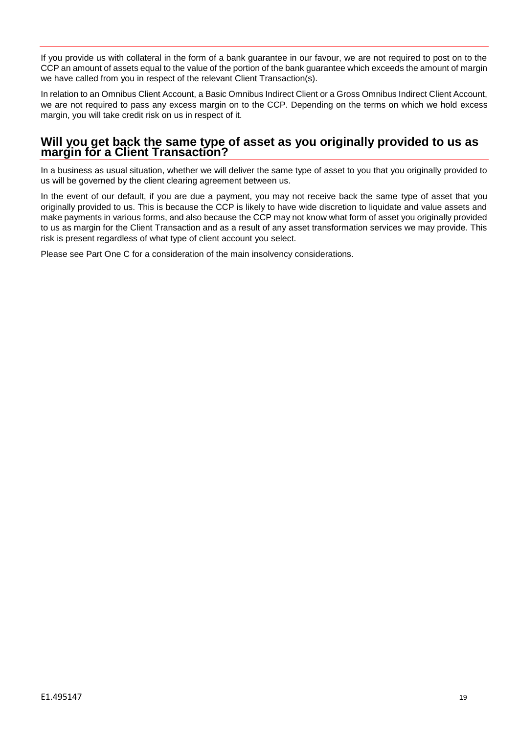If you provide us with collateral in the form of a bank guarantee in our favour, we are not required to post on to the CCP an amount of assets equal to the value of the portion of the bank guarantee which exceeds the amount of margin we have called from you in respect of the relevant Client Transaction(s).

In relation to an Omnibus Client Account, a Basic Omnibus Indirect Client or a Gross Omnibus Indirect Client Account, we are not required to pass any excess margin on to the CCP. Depending on the terms on which we hold excess margin, you will take credit risk on us in respect of it.

## Will you get back the same type of asset as you originally provided to us as margin for a Client Transaction?

In a business as usual situation, whether we will deliver the same type of asset to you that you originally provided to us will be governed by the client clearing agreement between us.

In the event of our default, if you are due a payment, you may not receive back the same type of asset that you originally provided to us. This is because the CCP is likely to have wide discretion to liquidate and value assets and make payments in various forms, and also because the CCP may not know what form of asset you originally provided to us as margin for the Client Transaction and as a result of any asset transformation services we may provide. This risk is present regardless of what type of client account you select.

Please see Part One C for a consideration of the main insolvency considerations.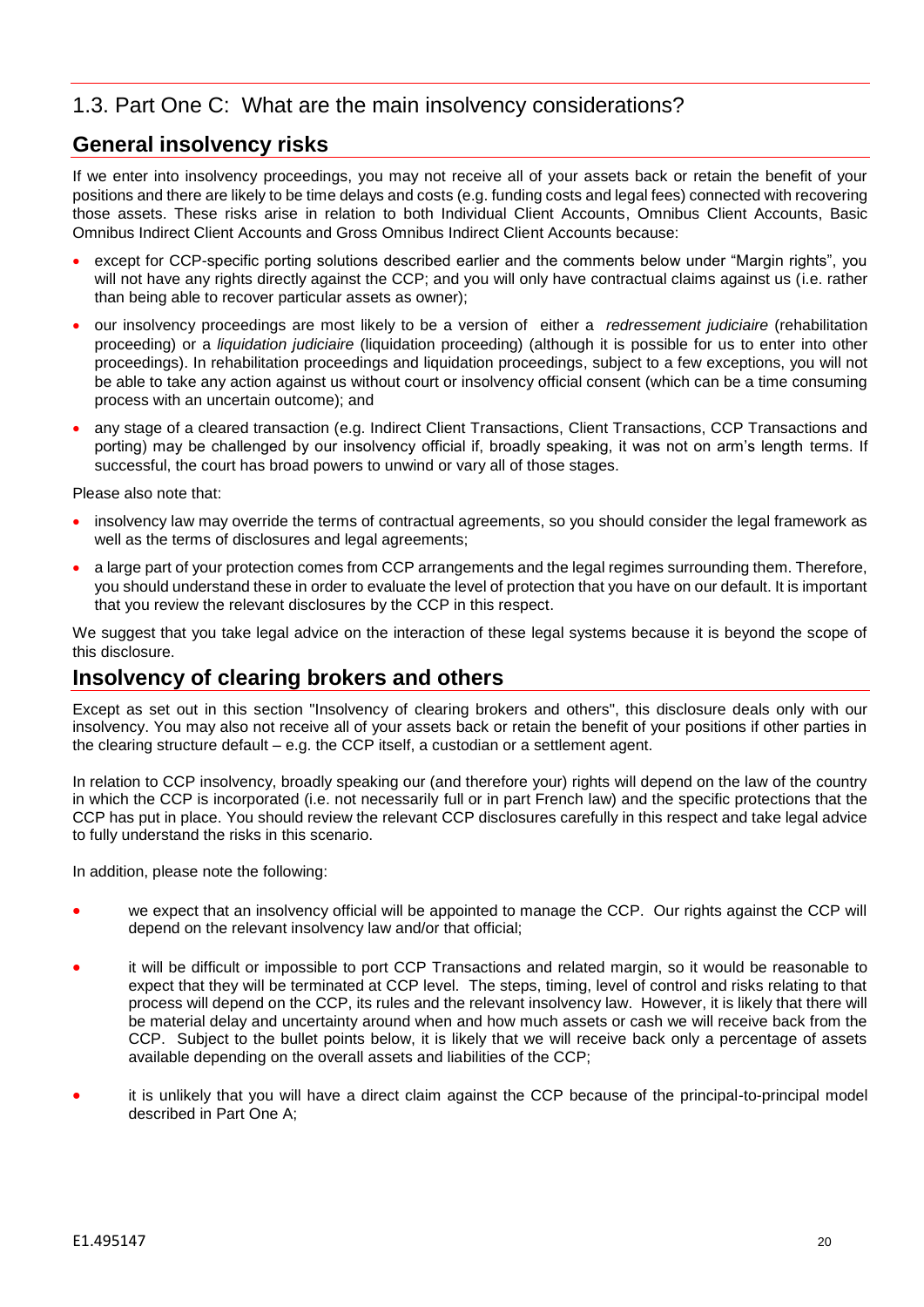## 1.3. Part One C: What are the main insolvency considerations?

### General insolvency risks

If we enter into insolvency proceedings, you may not receive all of your assets back or retain the benefit of your positions and there are likely to be time delays and costs (e.g. funding costs and legal fees) connected with recovering those assets. These risks arise in relation to both Individual Client Accounts, Omnibus Client Accounts, Basic Omnibus Indirect Client Accounts and Gross Omnibus Indirect Client Accounts because:

- except for CCP-specific porting solutions described earlier and the comments below under "Margin rights", you will not have any rights directly against the CCP; and you will only have contractual claims against us (i.e. rather than being able to recover particular assets as owner);
- our insolvency proceedings are most likely to be a version of either a *redressement judiciaire* (rehabilitation proceeding) or a *liquidation judiciaire* (liquidation proceeding) (although it is possible for us to enter into other proceedings). In rehabilitation proceedings and liquidation proceedings, subject to a few exceptions, you will not be able to take any action against us without court or insolvency official consent (which can be a time consuming process with an uncertain outcome); and
- any stage of a cleared transaction (e.g. Indirect Client Transactions, Client Transactions, CCP Transactions and porting) may be challenged by our insolvency official if, broadly speaking, it was not on arm's length terms. If successful, the court has broad powers to unwind or vary all of those stages.

Please also note that:

- insolvency law may override the terms of contractual agreements, so you should consider the legal framework as well as the terms of disclosures and legal agreements;
- a large part of your protection comes from CCP arrangements and the legal regimes surrounding them. Therefore, you should understand these in order to evaluate the level of protection that you have on our default. It is important that you review the relevant disclosures by the CCP in this respect.

We suggest that you take legal advice on the interaction of these legal systems because it is beyond the scope of this disclosure.

### Insolvency of clearing brokers and others

Except as set out in this section "Insolvency of clearing brokers and others", this disclosure deals only with our insolvency. You may also not receive all of your assets back or retain the benefit of your positions if other parties in the clearing structure default – e.g. the CCP itself, a custodian or a settlement agent.

In relation to CCP insolvency, broadly speaking our (and therefore your) rights will depend on the law of the country in which the CCP is incorporated (i.e. not necessarily full or in part French law) and the specific protections that the CCP has put in place. You should review the relevant CCP disclosures carefully in this respect and take legal advice to fully understand the risks in this scenario.

In addition, please note the following:

- we expect that an insolvency official will be appointed to manage the CCP. Our rights against the CCP will depend on the relevant insolvency law and/or that official;
- it will be difficult or impossible to port CCP Transactions and related margin, so it would be reasonable to expect that they will be terminated at CCP level. The steps, timing, level of control and risks relating to that process will depend on the CCP, its rules and the relevant insolvency law. However, it is likely that there will be material delay and uncertainty around when and how much assets or cash we will receive back from the CCP. Subject to the bullet points below, it is likely that we will receive back only a percentage of assets available depending on the overall assets and liabilities of the CCP;
- it is unlikely that you will have a direct claim against the CCP because of the principal-to-principal model described in Part One A;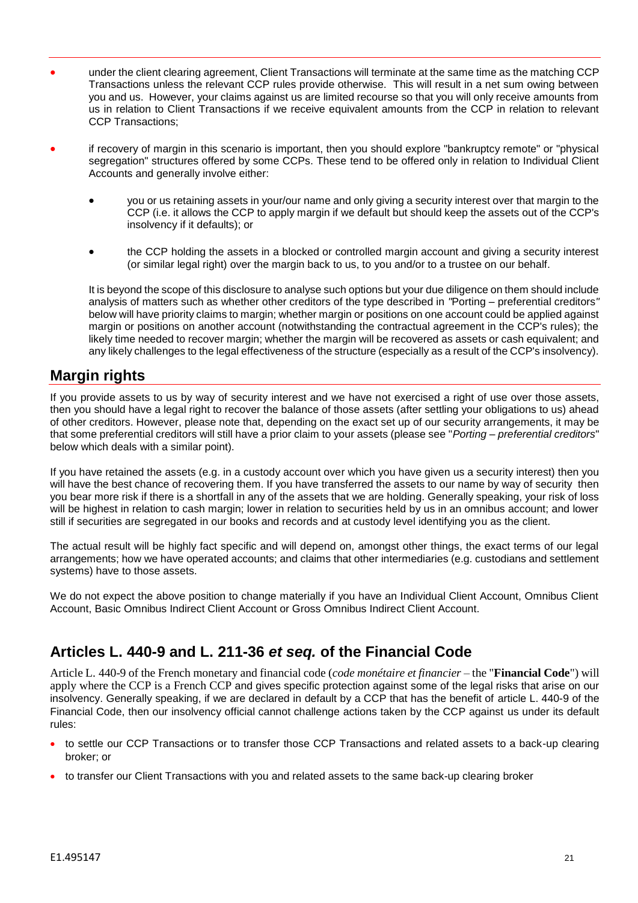- under the client clearing agreement, Client Transactions will terminate at the same time as the matching CCP Transactions unless the relevant CCP rules provide otherwise. This will result in a net sum owing between you and us. However, your claims against us are limited recourse so that you will only receive amounts from us in relation to Client Transactions if we receive equivalent amounts from the CCP in relation to relevant CCP Transactions;
- if recovery of margin in this scenario is important, then you should explore "bankruptcy remote" or "physical segregation" structures offered by some CCPs. These tend to be offered only in relation to Individual Client Accounts and generally involve either:
  - you or us retaining assets in your/our name and only giving a security interest over that margin to the CCP (i.e. it allows the CCP to apply margin if we default but should keep the assets out of the CCP's insolvency if it defaults); or
  - the CCP holding the assets in a blocked or controlled margin account and giving a security interest (or similar legal right) over the margin back to us, to you and/or to a trustee on our behalf.

  It is beyond the scope of this disclosure to analyse such options but your due diligence on them should include analysis of matters such as whether other creditors of the type described in *"*Porting – preferential creditors*"* below will have priority claims to margin; whether margin or positions on one account could be applied against margin or positions on another account (notwithstanding the contractual agreement in the CCP's rules); the likely time needed to recover margin; whether the margin will be recovered as assets or cash equivalent; and any likely challenges to the legal effectiveness of the structure (especially as a result of the CCP's insolvency).

## Margin rights

If you provide assets to us by way of security interest and we have not exercised a right of use over those assets, then you should have a legal right to recover the balance of those assets (after settling your obligations to us) ahead of other creditors. However, please note that, depending on the exact set up of our security arrangements, it may be that some preferential creditors will still have a prior claim to your assets (please see "*Porting – preferential creditors*" below which deals with a similar point).

If you have retained the assets (e.g. in a custody account over which you have given us a security interest) then you will have the best chance of recovering them. If you have transferred the assets to our name by way of security then you bear more risk if there is a shortfall in any of the assets that we are holding. Generally speaking, your risk of loss will be highest in relation to cash margin; lower in relation to securities held by us in an omnibus account; and lower still if securities are segregated in our books and records and at custody level identifying you as the client.

The actual result will be highly fact specific and will depend on, amongst other things, the exact terms of our legal arrangements; how we have operated accounts; and claims that other intermediaries (e.g. custodians and settlement systems) have to those assets.

We do not expect the above position to change materially if you have an Individual Client Account, Omnibus Client Account, Basic Omnibus Indirect Client Account or Gross Omnibus Indirect Client Account.

## Articles L. 440-9 and L. 211-36 *et seq.* of the Financial Code

Article L. 440-9 of the French monetary and financial code (*code monétaire et financier* – the "**Financial Code**") will apply where the CCP is a French CCP and gives specific protection against some of the legal risks that arise on our insolvency. Generally speaking, if we are declared in default by a CCP that has the benefit of article L. 440-9 of the Financial Code, then our insolvency official cannot challenge actions taken by the CCP against us under its default rules:

- to settle our CCP Transactions or to transfer those CCP Transactions and related assets to a back-up clearing broker; or
- to transfer our Client Transactions with you and related assets to the same back-up clearing broker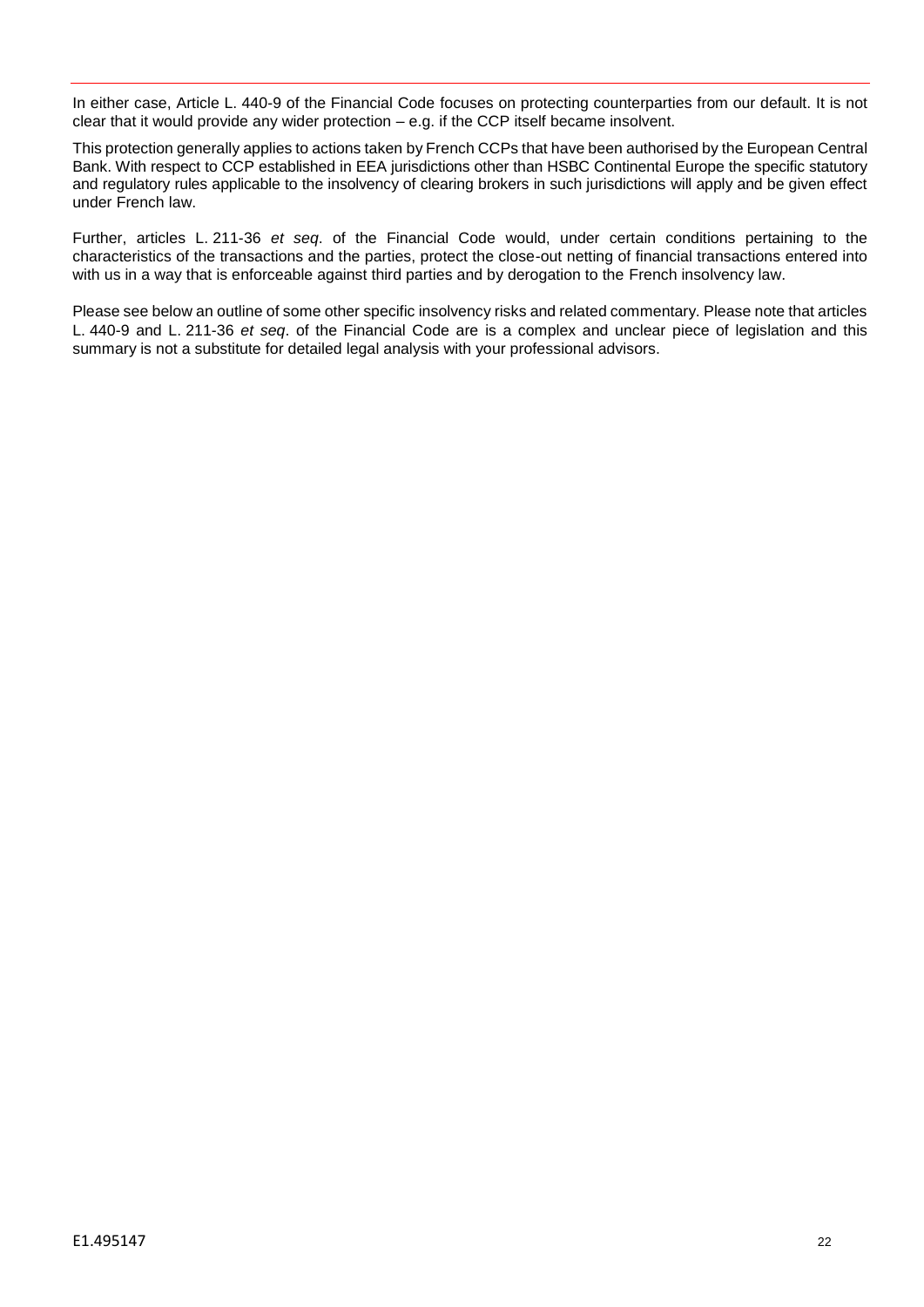In either case, Article L. 440-9 of the Financial Code focuses on protecting counterparties from our default. It is not clear that it would provide any wider protection – e.g. if the CCP itself became insolvent.

This protection generally applies to actions taken by French CCPs that have been authorised by the European Central Bank. With respect to CCP established in EEA jurisdictions other than HSBC Continental Europe the specific statutory and regulatory rules applicable to the insolvency of clearing brokers in such jurisdictions will apply and be given effect under French law.

Further, articles L. 211-36 *et seq*. of the Financial Code would, under certain conditions pertaining to the characteristics of the transactions and the parties, protect the close-out netting of financial transactions entered into with us in a way that is enforceable against third parties and by derogation to the French insolvency law.

Please see below an outline of some other specific insolvency risks and related commentary. Please note that articles L. 440-9 and L. 211-36 *et seq*. of the Financial Code are is a complex and unclear piece of legislation and this summary is not a substitute for detailed legal analysis with your professional advisors.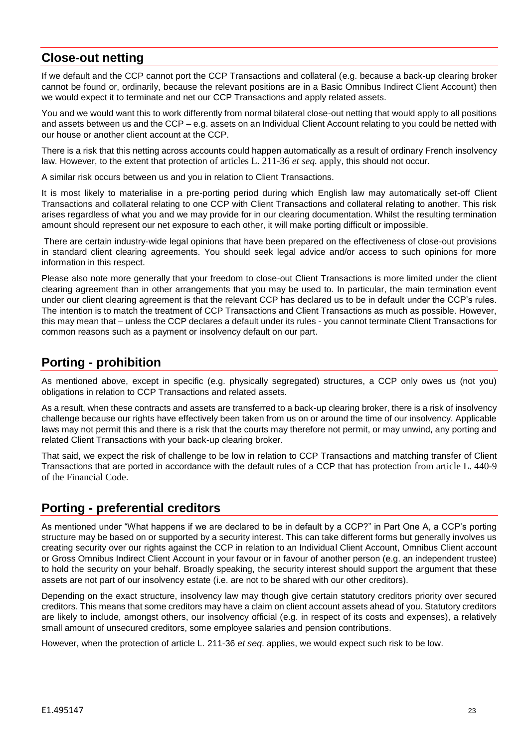## Close-out netting

If we default and the CCP cannot port the CCP Transactions and collateral (e.g. because a back-up clearing broker cannot be found or, ordinarily, because the relevant positions are in a Basic Omnibus Indirect Client Account) then we would expect it to terminate and net our CCP Transactions and apply related assets.

You and we would want this to work differently from normal bilateral close-out netting that would apply to all positions and assets between us and the CCP – e.g. assets on an Individual Client Account relating to you could be netted with our house or another client account at the CCP.

There is a risk that this netting across accounts could happen automatically as a result of ordinary French insolvency law. However, to the extent that protection of articles L. 211-36 *et seq.* apply, this should not occur.

A similar risk occurs between us and you in relation to Client Transactions.

It is most likely to materialise in a pre-porting period during which English law may automatically set-off Client Transactions and collateral relating to one CCP with Client Transactions and collateral relating to another. This risk arises regardless of what you and we may provide for in our clearing documentation. Whilst the resulting termination amount should represent our net exposure to each other, it will make porting difficult or impossible.

There are certain industry-wide legal opinions that have been prepared on the effectiveness of close-out provisions in standard client clearing agreements. You should seek legal advice and/or access to such opinions for more information in this respect.

Please also note more generally that your freedom to close-out Client Transactions is more limited under the client clearing agreement than in other arrangements that you may be used to. In particular, the main termination event under our client clearing agreement is that the relevant CCP has declared us to be in default under the CCP's rules. The intention is to match the treatment of CCP Transactions and Client Transactions as much as possible. However, this may mean that – unless the CCP declares a default under its rules - you cannot terminate Client Transactions for common reasons such as a payment or insolvency default on our part.

## Porting - prohibition

As mentioned above, except in specific (e.g. physically segregated) structures, a CCP only owes us (not you) obligations in relation to CCP Transactions and related assets.

As a result, when these contracts and assets are transferred to a back-up clearing broker, there is a risk of insolvency challenge because our rights have effectively been taken from us on or around the time of our insolvency. Applicable laws may not permit this and there is a risk that the courts may therefore not permit, or may unwind, any porting and related Client Transactions with your back-up clearing broker.

That said, we expect the risk of challenge to be low in relation to CCP Transactions and matching transfer of Client Transactions that are ported in accordance with the default rules of a CCP that has protection from article L. 440-9 of the Financial Code.

## Porting - preferential creditors

As mentioned under "What happens if we are declared to be in default by a CCP?" in Part One A, a CCP's porting structure may be based on or supported by a security interest. This can take different forms but generally involves us creating security over our rights against the CCP in relation to an Individual Client Account, Omnibus Client account or Gross Omnibus Indirect Client Account in your favour or in favour of another person (e.g. an independent trustee) to hold the security on your behalf. Broadly speaking, the security interest should support the argument that these assets are not part of our insolvency estate (i.e. are not to be shared with our other creditors).

Depending on the exact structure, insolvency law may though give certain statutory creditors priority over secured creditors. This means that some creditors may have a claim on client account assets ahead of you. Statutory creditors are likely to include, amongst others, our insolvency official (e.g. in respect of its costs and expenses), a relatively small amount of unsecured creditors, some employee salaries and pension contributions.

However, when the protection of article L. 211-36 *et seq*. applies, we would expect such risk to be low.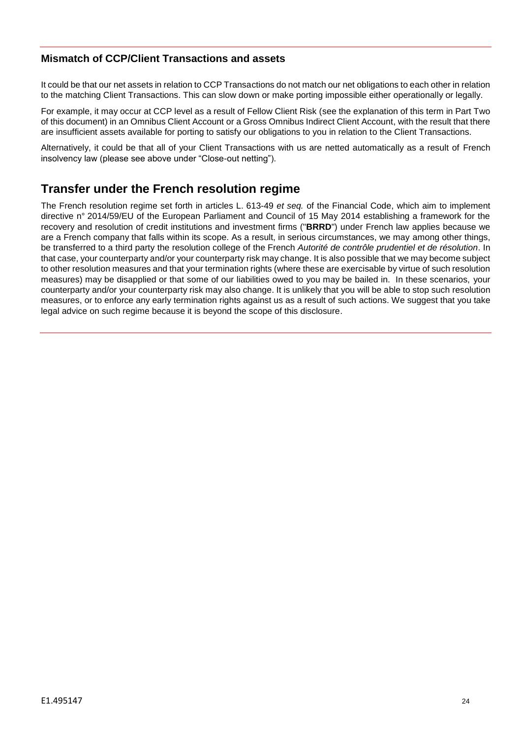### Mismatch of CCP/Client Transactions and assets

It could be that our net assets in relation to CCP Transactions do not match our net obligations to each other in relation to the matching Client Transactions. This can slow down or make porting impossible either operationally or legally.

For example, it may occur at CCP level as a result of Fellow Client Risk (see the explanation of this term in Part Two of this document) in an Omnibus Client Account or a Gross Omnibus Indirect Client Account, with the result that there are insufficient assets available for porting to satisfy our obligations to you in relation to the Client Transactions.

Alternatively, it could be that all of your Client Transactions with us are netted automatically as a result of French insolvency law (please see above under "Close-out netting").

## Transfer under the French resolution regime

The French resolution regime set forth in articles L. 613-49 *et seq.* of the Financial Code, which aim to implement directive n° 2014/59/EU of the European Parliament and Council of 15 May 2014 establishing a framework for the recovery and resolution of credit institutions and investment firms ("**BRRD**") under French law applies because we are a French company that falls within its scope. As a result, in serious circumstances, we may among other things, be transferred to a third party the resolution college of the French *Autorité de contrôle prudentiel et de résolution*. In that case, your counterparty and/or your counterparty risk may change. It is also possible that we may become subject to other resolution measures and that your termination rights (where these are exercisable by virtue of such resolution measures) may be disapplied or that some of our liabilities owed to you may be bailed in. In these scenarios, your counterparty and/or your counterparty risk may also change. It is unlikely that you will be able to stop such resolution measures, or to enforce any early termination rights against us as a result of such actions. We suggest that you take legal advice on such regime because it is beyond the scope of this disclosure.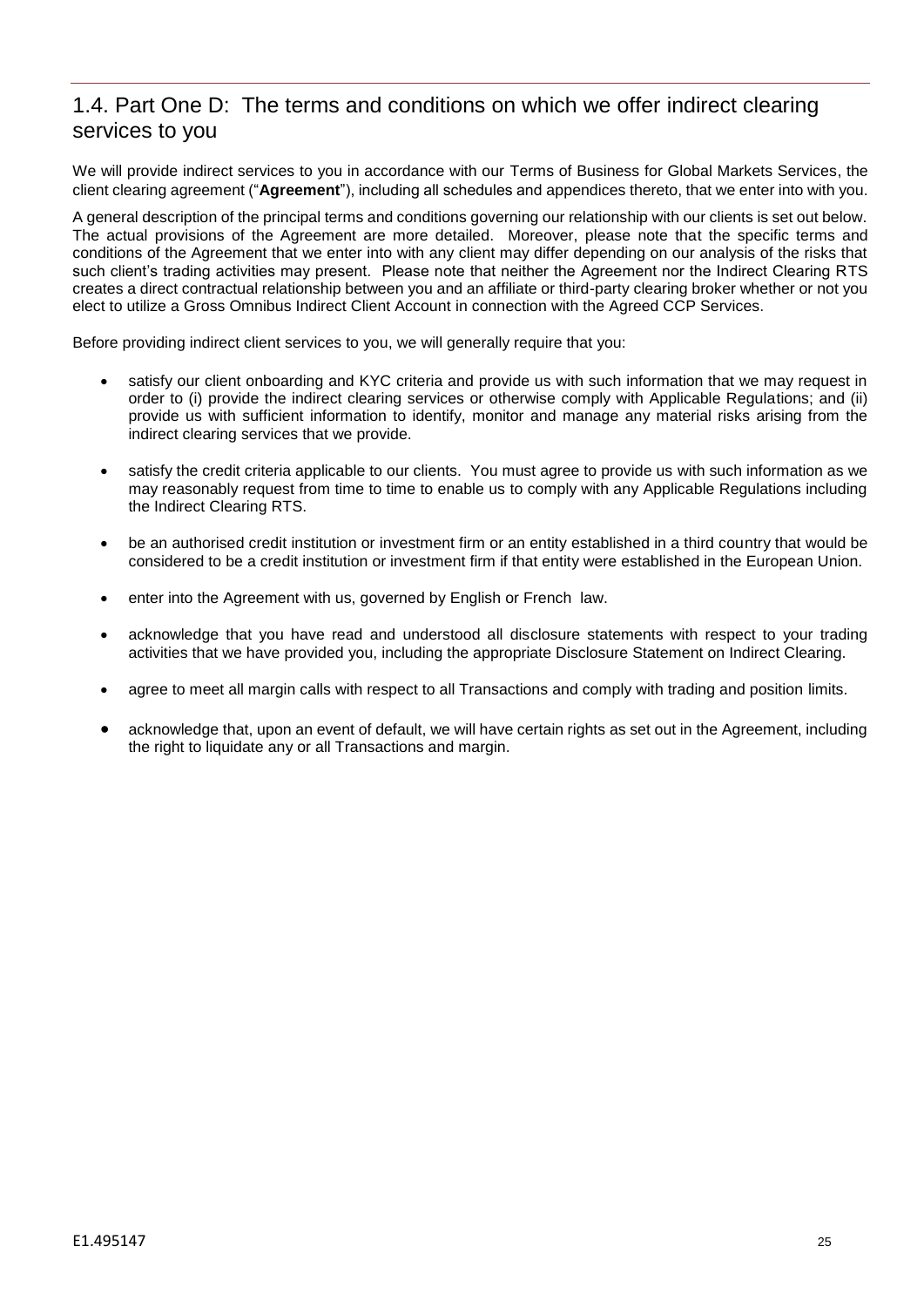## 1.4. Part One D: The terms and conditions on which we offer indirect clearing services to you

We will provide indirect services to you in accordance with our Terms of Business for Global Markets Services, the client clearing agreement ("**Agreement**"), including all schedules and appendices thereto, that we enter into with you.

A general description of the principal terms and conditions governing our relationship with our clients is set out below. The actual provisions of the Agreement are more detailed. Moreover, please note that the specific terms and conditions of the Agreement that we enter into with any client may differ depending on our analysis of the risks that such client's trading activities may present. Please note that neither the Agreement nor the Indirect Clearing RTS creates a direct contractual relationship between you and an affiliate or third-party clearing broker whether or not you elect to utilize a Gross Omnibus Indirect Client Account in connection with the Agreed CCP Services.

Before providing indirect client services to you, we will generally require that you:

- satisfy our client onboarding and KYC criteria and provide us with such information that we may request in order to (i) provide the indirect clearing services or otherwise comply with Applicable Regulations; and (ii) provide us with sufficient information to identify, monitor and manage any material risks arising from the indirect clearing services that we provide.
- satisfy the credit criteria applicable to our clients. You must agree to provide us with such information as we may reasonably request from time to time to enable us to comply with any Applicable Regulations including the Indirect Clearing RTS.
- be an authorised credit institution or investment firm or an entity established in a third country that would be considered to be a credit institution or investment firm if that entity were established in the European Union.
- enter into the Agreement with us, governed by English or French law.
- acknowledge that you have read and understood all disclosure statements with respect to your trading activities that we have provided you, including the appropriate Disclosure Statement on Indirect Clearing.
- agree to meet all margin calls with respect to all Transactions and comply with trading and position limits.
- acknowledge that, upon an event of default, we will have certain rights as set out in the Agreement, including the right to liquidate any or all Transactions and margin.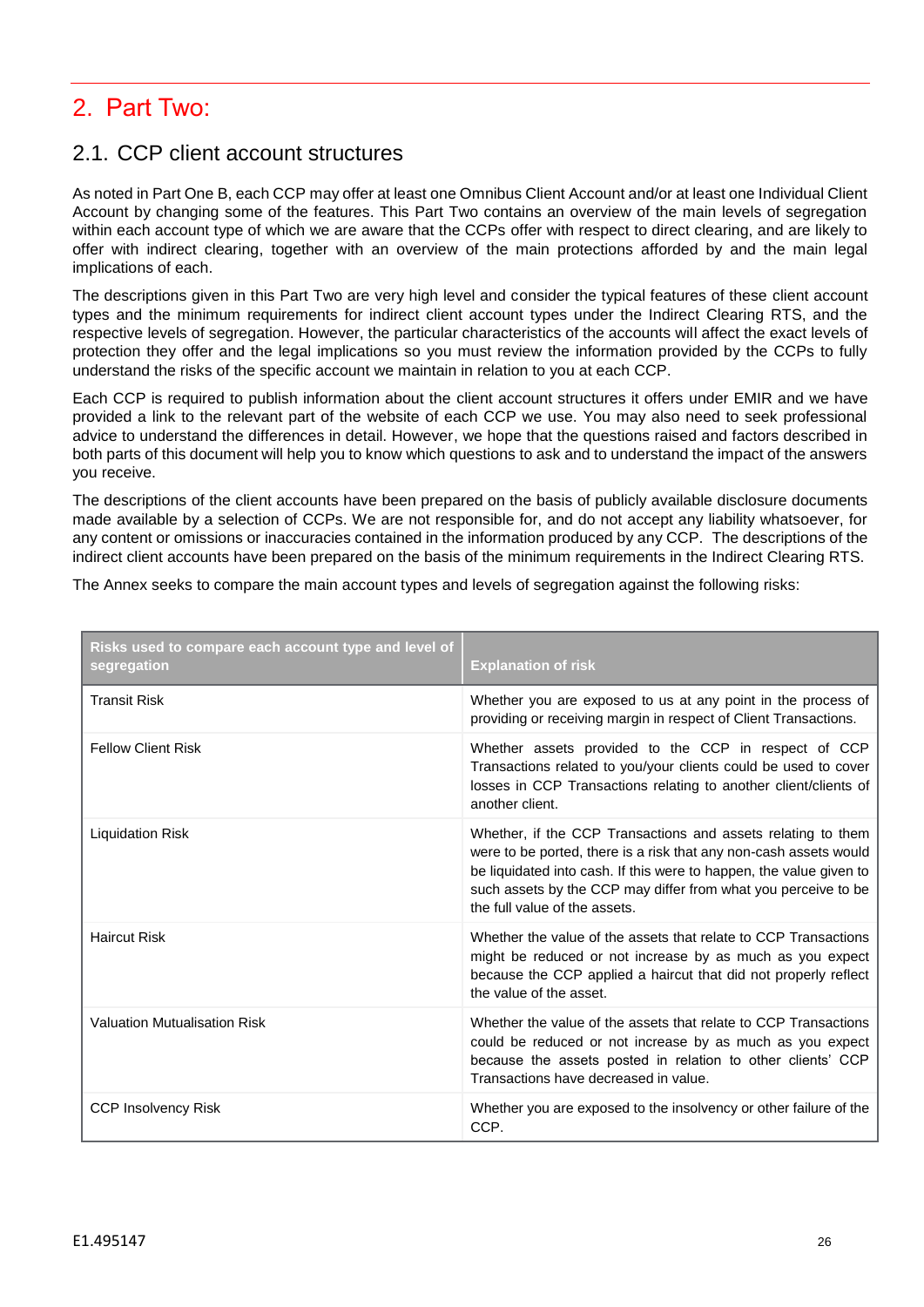# 2. Part Two:

## 2.1. CCP client account structures

As noted in Part One B, each CCP may offer at least one Omnibus Client Account and/or at least one Individual Client Account by changing some of the features. This Part Two contains an overview of the main levels of segregation within each account type of which we are aware that the CCPs offer with respect to direct clearing, and are likely to offer with indirect clearing, together with an overview of the main protections afforded by and the main legal implications of each.

The descriptions given in this Part Two are very high level and consider the typical features of these client account types and the minimum requirements for indirect client account types under the Indirect Clearing RTS, and the respective levels of segregation. However, the particular characteristics of the accounts will affect the exact levels of protection they offer and the legal implications so you must review the information provided by the CCPs to fully understand the risks of the specific account we maintain in relation to you at each CCP.

Each CCP is required to publish information about the client account structures it offers under EMIR and we have provided a link to the relevant part of the website of each CCP we use. You may also need to seek professional advice to understand the differences in detail. However, we hope that the questions raised and factors described in both parts of this document will help you to know which questions to ask and to understand the impact of the answers you receive.

The descriptions of the client accounts have been prepared on the basis of publicly available disclosure documents made available by a selection of CCPs. We are not responsible for, and do not accept any liability whatsoever, for any content or omissions or inaccuracies contained in the information produced by any CCP. The descriptions of the indirect client accounts have been prepared on the basis of the minimum requirements in the Indirect Clearing RTS.

The Annex seeks to compare the main account types and levels of segregation against the following risks:

| Risks used to compare each account type and level of segregation | Explanation of risk |
|---|---|
| Transit Risk | Whether you are exposed to us at any point in the process of providing or receiving margin in respect of Client Transactions. |
| Fellow Client Risk | Whether assets provided to the CCP in respect of CCP Transactions related to you/your clients could be used to cover losses in CCP Transactions relating to another client/clients of another client. |
| Liquidation Risk | Whether, if the CCP Transactions and assets relating to them were to be ported, there is a risk that any non-cash assets would be liquidated into cash. If this were to happen, the value given to such assets by the CCP may differ from what you perceive to be the full value of the assets. |
| Haircut Risk | Whether the value of the assets that relate to CCP Transactions might be reduced or not increase by as much as you expect because the CCP applied a haircut that did not properly reflect the value of the asset. |
| Valuation Mutualisation Risk | Whether the value of the assets that relate to CCP Transactions could be reduced or not increase by as much as you expect because the assets posted in relation to other clients' CCP Transactions have decreased in value. |
| CCP Insolvency Risk | Whether you are exposed to the insolvency or other failure of the CCP. |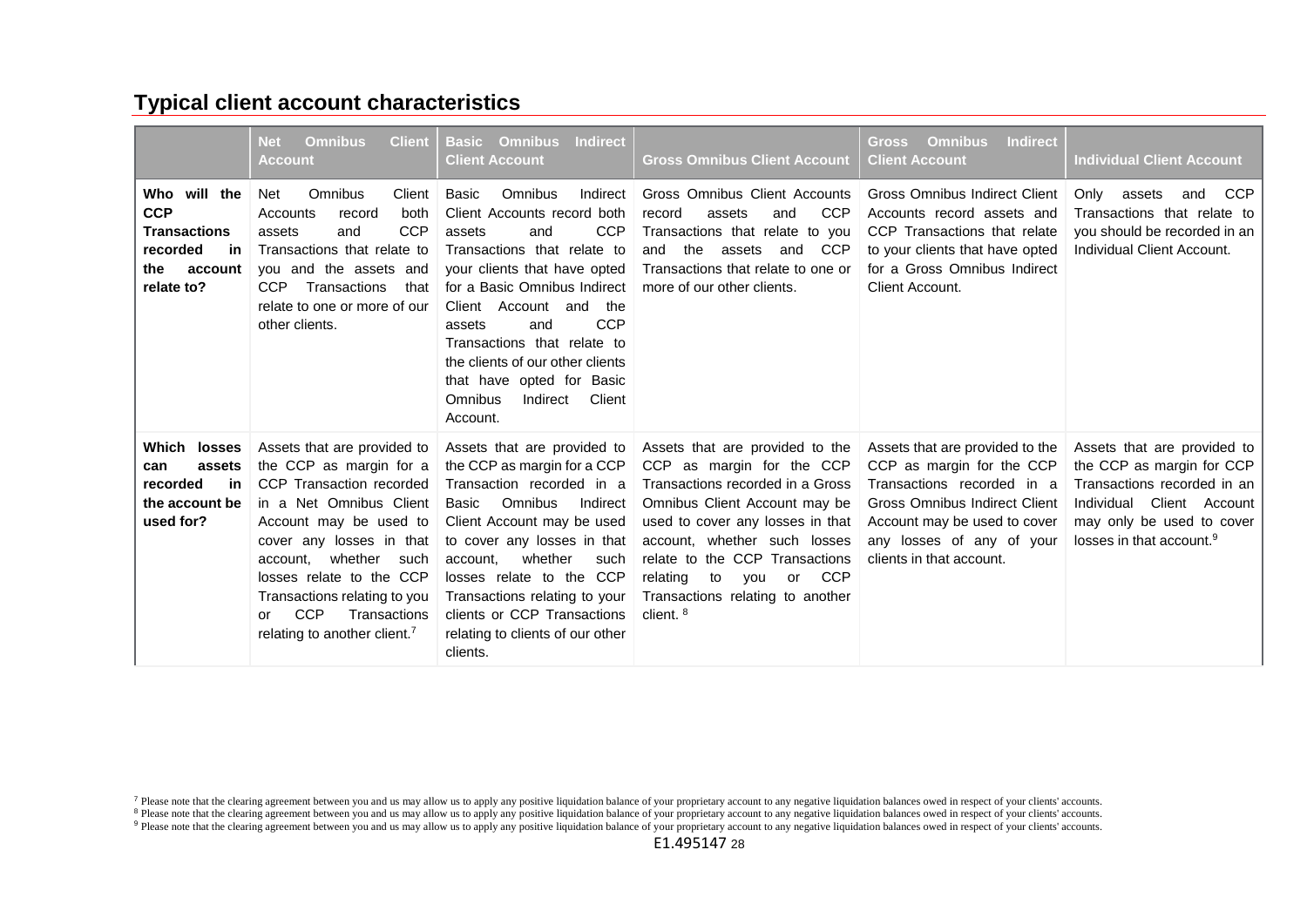## Typical client account characteristics

| | Net Omnibus Client Account | Basic Omnibus Indirect Client Account | Gross Omnibus Client Account | Gross Omnibus Indirect Client Account | Individual Client Account |
|---|---|---|---|---|---|
| **Who will the CCP Transactions recorded in the account relate to?** | Net Omnibus Client Accounts record both assets and CCP Transactions that relate to you and the assets and CCP Transactions that relate to one or more of our other clients. | Basic Omnibus Indirect Client Accounts record both assets and CCP Transactions that relate to your clients that have opted for a Basic Omnibus Indirect Client Account and the assets and CCP Transactions that relate to the clients of our other clients that have opted for Basic Omnibus Indirect Client Account. | Gross Omnibus Client Accounts record assets and CCP Transactions that relate to you and the assets and CCP Transactions that relate to one or more of our other clients. | Gross Omnibus Indirect Client Accounts record assets and CCP Transactions that relate to your clients that have opted for a Gross Omnibus Indirect Client Account. | Only assets and CCP Transactions that relate to you should be recorded in an Individual Client Account. |
| **Which losses can assets recorded in the account be used for?** | Assets that are provided to the CCP as margin for a CCP Transaction recorded in a Net Omnibus Client Account may be used to cover any losses in that account, whether such losses relate to the CCP Transactions relating to you or CCP Transactions relating to another client.[7] | Assets that are provided to the CCP as margin for a CCP Transaction recorded in a Basic Omnibus Indirect Client Account may be used to cover any losses in that account, whether such losses relate to the CCP Transactions relating to your clients or CCP Transactions relating to clients of our other clients. | Assets that are provided to the CCP as margin for the CCP Transactions recorded in a Gross Omnibus Client Account may be used to cover any losses in that account, whether such losses relate to the CCP Transactions relating to you or CCP Transactions relating to another client.[8] | Assets that are provided to the CCP as margin for the CCP Transactions recorded in a Gross Omnibus Indirect Client Account may be used to cover any losses of any of your clients in that account. | Assets that are provided to the CCP as margin for CCP Transactions recorded in an Individual Client Account may only be used to cover losses in that account.[9] |

[7] Please note that the clearing agreement between you and us may allow us to apply any positive liquidation balance of your proprietary account to any negative liquidation balances owed in respect of your clients' accounts.
[8] Please note that the clearing agreement between you and us may allow us to apply any positive liquidation balance of your proprietary account to any negative liquidation balances owed in respect of your clients' accounts.
[9] Please note that the clearing agreement between you and us may allow us to apply any positive liquidation balance of your proprietary account to any negative liquidation balances owed in respect of your clients' accounts.

E1.495147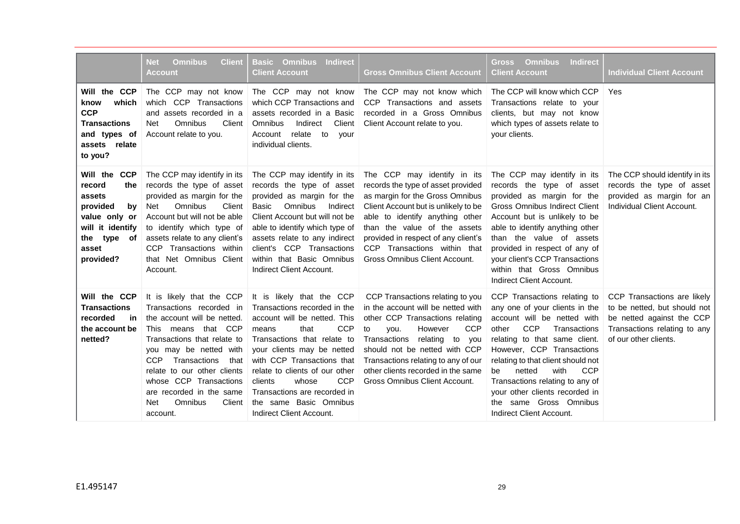| | Net Omnibus Client Account | Basic Omnibus Indirect Client Account | Gross Omnibus Client Account | Gross Omnibus Indirect Client Account | Individual Client Account |
|---|---|---|---|---|---|
| **Will the CCP know which CCP Transactions and types of assets relate to you?** | The CCP may not know which CCP Transactions and assets recorded in a Net Omnibus Client Account relate to you. | The CCP may not know which CCP Transactions and assets recorded in a Basic Omnibus Indirect Client Account relate to your individual clients. | The CCP may not know which CCP Transactions and assets recorded in a Gross Omnibus Client Account relate to you. | The CCP will know which CCP Transactions relate to your clients, but may not know which types of assets relate to your clients. | Yes |
| **Will the CCP record the assets provided by value only or will it identify the type of asset provided?** | The CCP may identify in its records the type of asset provided as margin for the Net Omnibus Client Account but will not be able to identify which type of assets relate to any client's CCP Transactions within that Net Omnibus Client Account. | The CCP may identify in its records the type of asset provided as margin for the Basic Omnibus Indirect Client Account but will not be able to identify which type of assets relate to any indirect client's CCP Transactions within that Basic Omnibus Indirect Client Account. | The CCP may identify in its records the type of asset provided as margin for the Gross Omnibus Client Account but is unlikely to be able to identify anything other than the value of the assets provided in respect of any client's CCP Transactions within that Gross Omnibus Client Account. | The CCP may identify in its records the type of asset provided as margin for the Gross Omnibus Indirect Client Account but is unlikely to be able to identify anything other than the value of assets provided in respect of any of your client's CCP Transactions within that Gross Omnibus Indirect Client Account. | The CCP should identify in its records the type of asset provided as margin for an Individual Client Account. |
| **Will the CCP Transactions recorded in the account be netted?** | It is likely that the CCP Transactions recorded in the account will be netted. This means that CCP Transactions that relate to you may be netted with CCP Transactions that relate to our other clients whose CCP Transactions are recorded in the same Net Omnibus Client account. | It is likely that the CCP Transactions recorded in the account will be netted. This means that CCP Transactions that relate to your clients may be netted with CCP Transactions that relate to clients of our other clients whose CCP Transactions are recorded in the same Basic Omnibus Indirect Client Account. | CCP Transactions relating to you in the account will be netted with other CCP Transactions relating to you. However CCP Transactions relating to you should not be netted with CCP Transactions relating to any of our other clients recorded in the same Gross Omnibus Client Account. | CCP Transactions relating to any one of your clients in the account will be netted with other CCP Transactions relating to that same client. However, CCP Transactions relating to that client should not be netted with CCP Transactions relating to any of your other clients recorded in the same Gross Omnibus Indirect Client Account. | CCP Transactions are likely to be netted, but should not be netted against the CCP Transactions relating to any of our other clients. |

E1.495147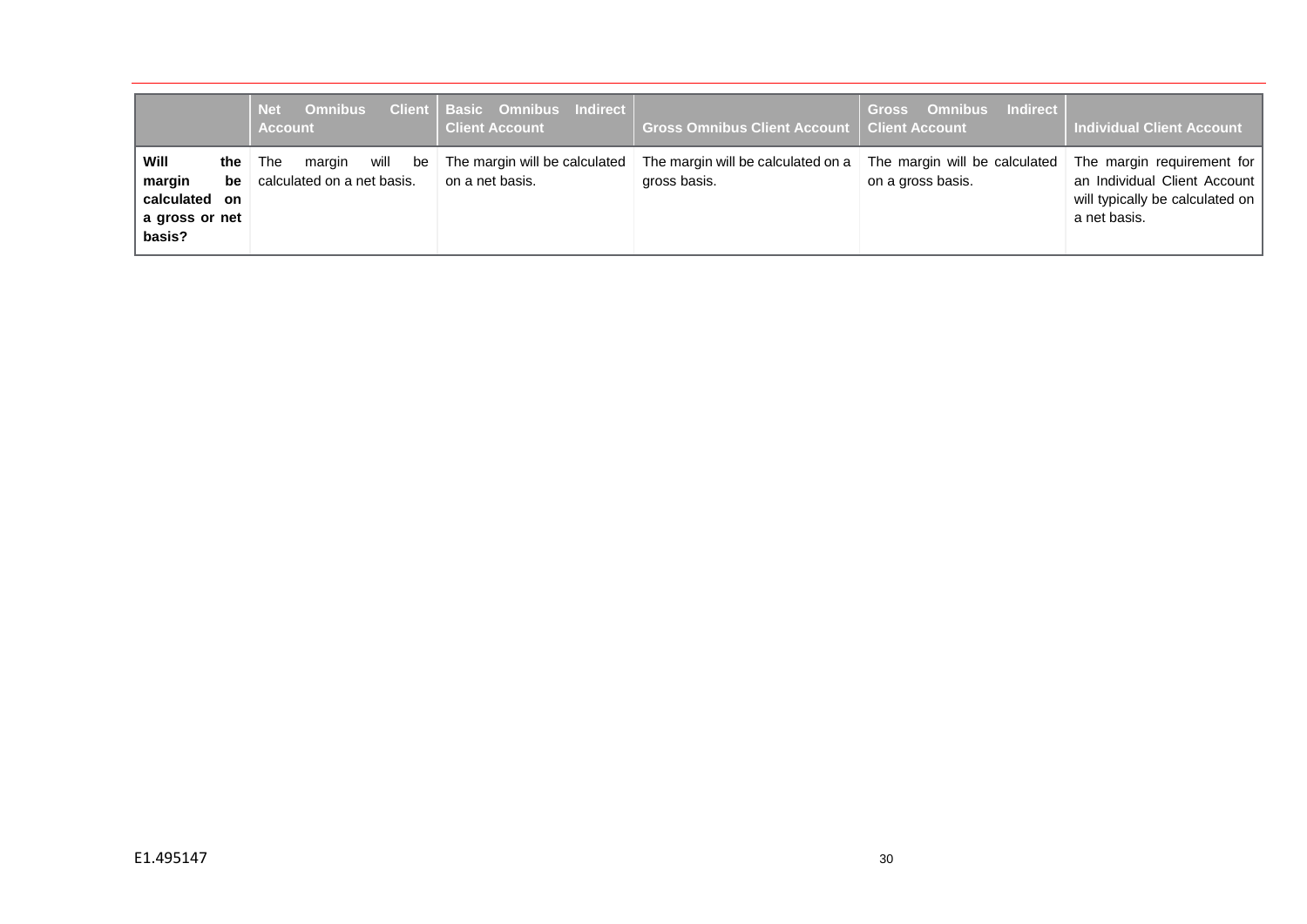| | **Net Omnibus Client Account** | **Basic Omnibus Indirect Client Account** | **Gross Omnibus Client Account** | **Gross Omnibus Indirect Client Account** | **Individual Client Account** |
|---|---|---|---|---|---|
| **Will the margin be calculated on a gross or net basis?** | The margin will be calculated on a net basis. | The margin will be calculated on a net basis. | The margin will be calculated on a gross basis. | The margin will be calculated on a gross basis. | The margin requirement for an Individual Client Account will typically be calculated on a net basis. |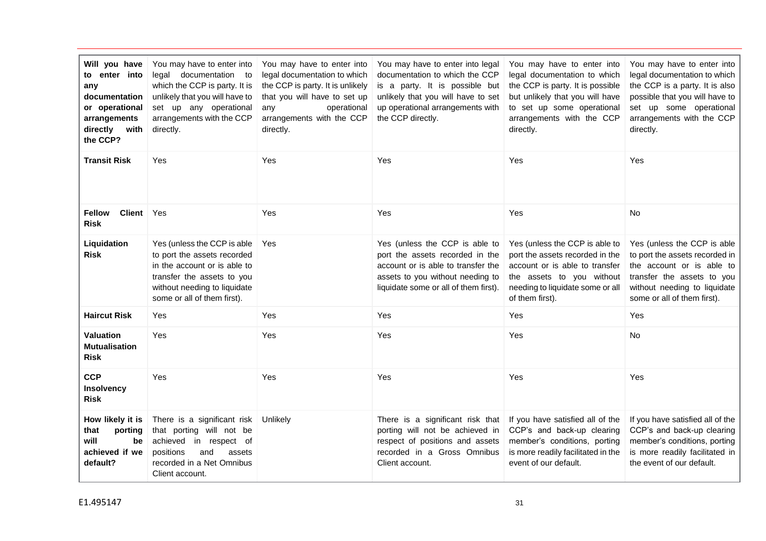| **Will you have to enter into any documentation or operational arrangements directly with the CCP?** | You may have to enter into legal documentation to which the CCP is party. It is unlikely that you will have to set up any operational arrangements with the CCP directly. | You may have to enter into legal documentation to which the CCP is party. It is unlikely that you will have to set up any operational arrangements with the CCP directly. | You may have to enter into legal documentation to which the CCP is a party. It is possible but unlikely that you will have to set up operational arrangements with the CCP directly. | You may have to enter into legal documentation to which the CCP is party. It is possible but unlikely that you will have to set up some operational arrangements with the CCP directly. | You may have to enter into legal documentation to which the CCP is a party. It is also possible that you will have to set up some operational arrangements with the CCP directly. |
|---|---|---|---|---|---|
| **Transit Risk** | Yes | Yes | Yes | Yes | Yes |
| **Fellow Client Risk** | Yes | Yes | Yes | Yes | No |
| **Liquidation Risk** | Yes (unless the CCP is able to port the assets recorded in the account or is able to transfer the assets to you without needing to liquidate some or all of them first). | Yes | Yes (unless the CCP is able to port the assets recorded in the account or is able to transfer the assets to you without needing to liquidate some or all of them first). | Yes (unless the CCP is able to port the assets recorded in the account or is able to transfer the assets to you without needing to liquidate some or all of them first). | Yes (unless the CCP is able to port the assets recorded in the account or is able to transfer the assets to you without needing to liquidate some or all of them first). |
| **Haircut Risk** | Yes | Yes | Yes | Yes | Yes |
| **Valuation Mutualisation Risk** | Yes | Yes | Yes | Yes | No |
| **CCP Insolvency Risk** | Yes | Yes | Yes | Yes | Yes |
| **How likely it is that porting will be achieved if we default?** | There is a significant risk that porting will not be achieved in respect of positions and assets recorded in a Net Omnibus Client account. | Unlikely | There is a significant risk that porting will not be achieved in respect of positions and assets recorded in a Gross Omnibus Client account. | If you have satisfied all of the CCP's and back-up clearing member's conditions, porting is more readily facilitated in the event of our default. | If you have satisfied all of the CCP's and back-up clearing member's conditions, porting is more readily facilitated in the event of our default. |

E1.495147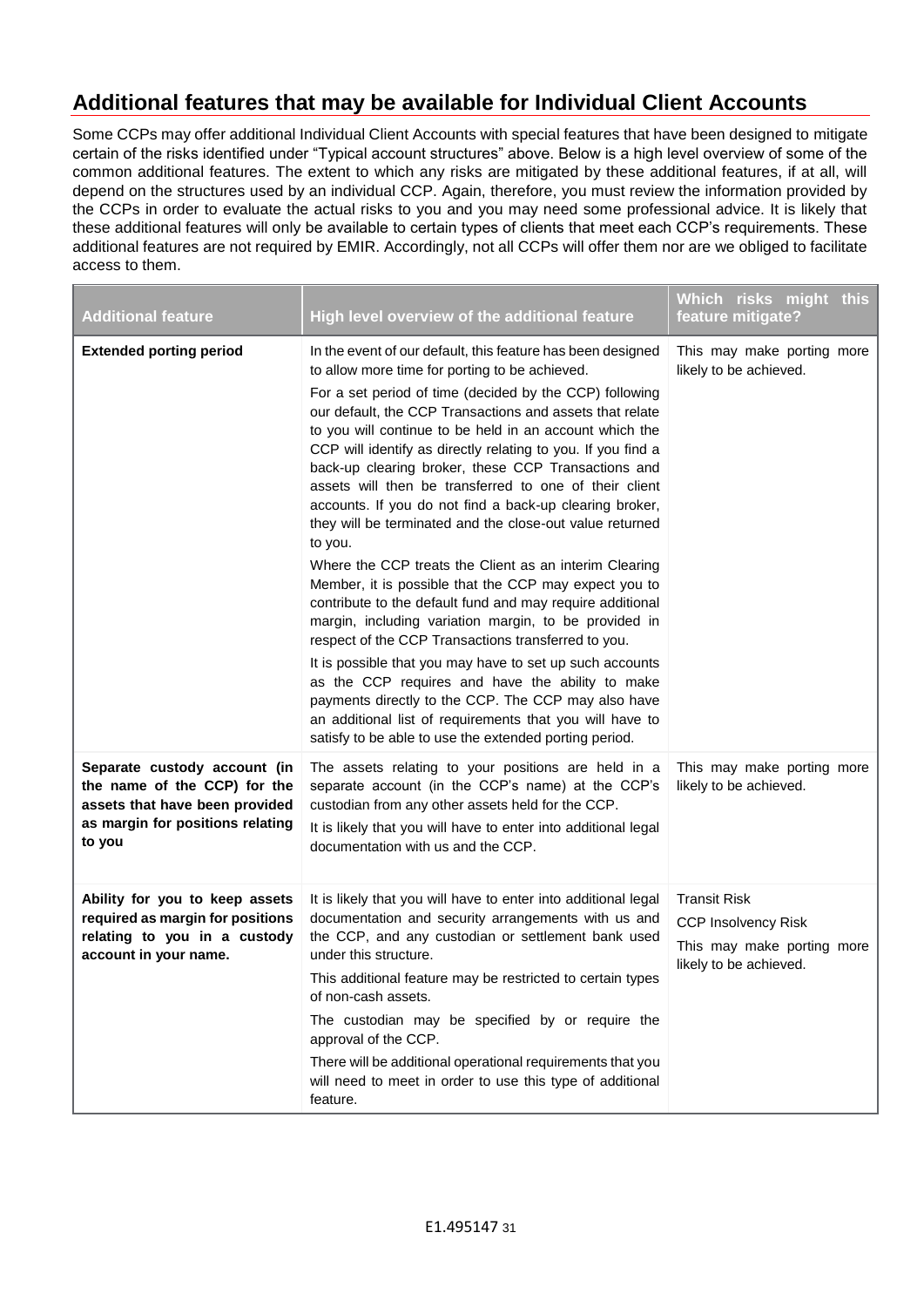## Additional features that may be available for Individual Client Accounts

Some CCPs may offer additional Individual Client Accounts with special features that have been designed to mitigate certain of the risks identified under "Typical account structures" above. Below is a high level overview of some of the common additional features. The extent to which any risks are mitigated by these additional features, if at all, will depend on the structures used by an individual CCP. Again, therefore, you must review the information provided by the CCPs in order to evaluate the actual risks to you and you may need some professional advice. It is likely that these additional features will only be available to certain types of clients that meet each CCP's requirements. These additional features are not required by EMIR. Accordingly, not all CCPs will offer them nor are we obliged to facilitate access to them.

| Additional feature | High level overview of the additional feature | Which risks might this feature mitigate? |
|---|---|---|
| **Extended porting period** | In the event of our default, this feature has been designed to allow more time for porting to be achieved.<br><br>For a set period of time (decided by the CCP) following our default, the CCP Transactions and assets that relate to you will continue to be held in an account which the CCP will identify as directly relating to you. If you find a back-up clearing broker, these CCP Transactions and assets will then be transferred to one of their client accounts. If you do not find a back-up clearing broker, they will be terminated and the close-out value returned to you.<br><br>Where the CCP treats the Client as an interim Clearing Member, it is possible that the CCP may expect you to contribute to the default fund and may require additional margin, including variation margin, to be provided in respect of the CCP Transactions transferred to you.<br><br>It is possible that you may have to set up such accounts as the CCP requires and have the ability to make payments directly to the CCP. The CCP may also have an additional list of requirements that you will have to satisfy to be able to use the extended porting period. | This may make porting more likely to be achieved. |
| **Separate custody account (in the name of the CCP) for the assets that have been provided as margin for positions relating to you** | The assets relating to your positions are held in a separate account (in the CCP's name) at the CCP's custodian from any other assets held for the CCP.<br><br>It is likely that you will have to enter into additional legal documentation with us and the CCP. | This may make porting more likely to be achieved. |
| **Ability for you to keep assets required as margin for positions relating to you in a custody account in your name.** | It is likely that you will have to enter into additional legal documentation and security arrangements with us and the CCP, and any custodian or settlement bank used under this structure.<br><br>This additional feature may be restricted to certain types of non-cash assets.<br><br>The custodian may be specified by or require the approval of the CCP.<br><br>There will be additional operational requirements that you will need to meet in order to use this type of additional feature. | Transit Risk<br><br>CCP Insolvency Risk<br><br>This may make porting more likely to be achieved. |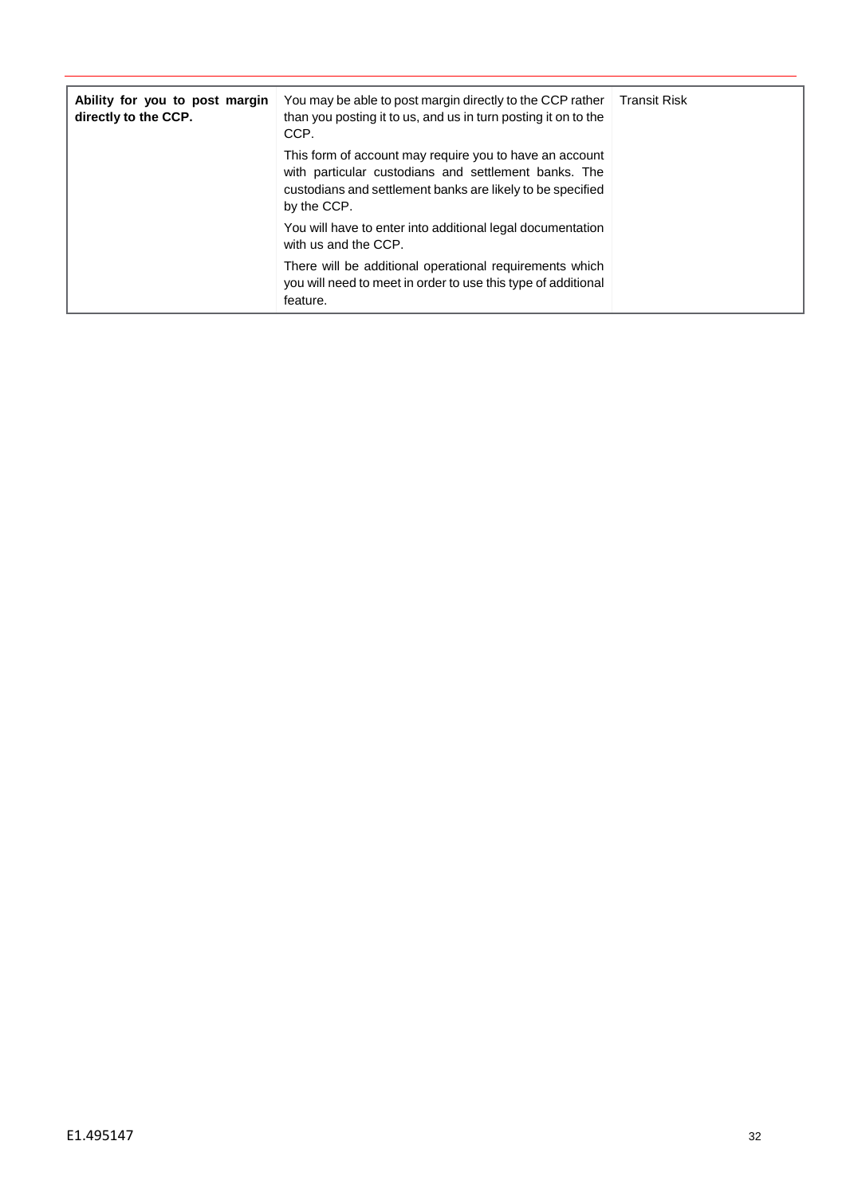| **Ability for you to post margin directly to the CCP.** | You may be able to post margin directly to the CCP rather than you posting it to us, and us in turn posting it on to the CCP.<br><br>This form of account may require you to have an account with particular custodians and settlement banks. The custodians and settlement banks are likely to be specified by the CCP.<br><br>You will have to enter into additional legal documentation with us and the CCP.<br><br>There will be additional operational requirements which you will need to meet in order to use this type of additional feature. | Transit Risk |
|---|---|---|

E1.495147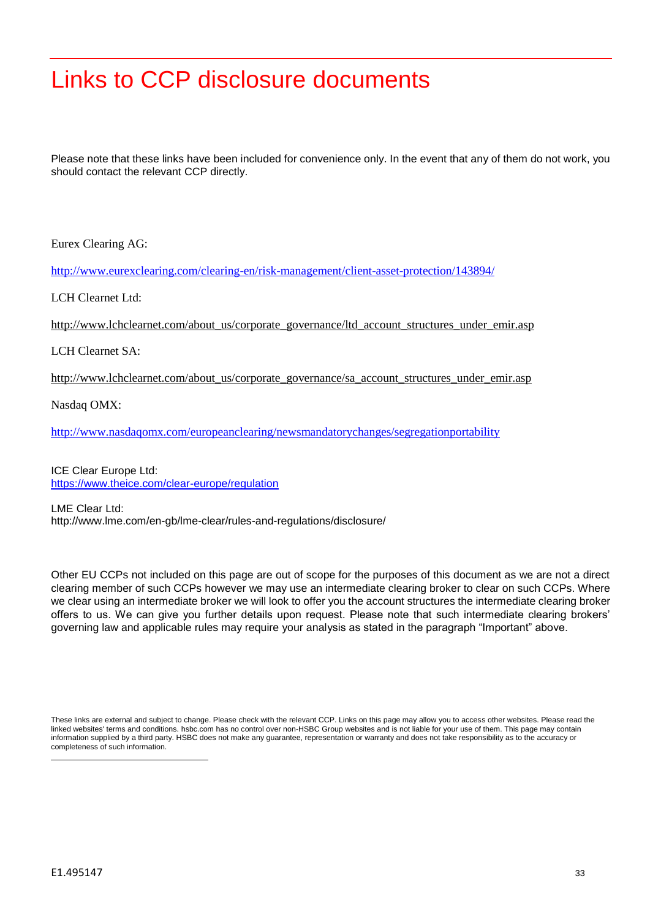# Links to CCP disclosure documents

Please note that these links have been included for convenience only. In the event that any of them do not work, you should contact the relevant CCP directly.

Eurex Clearing AG:

http://www.eurexclearing.com/clearing-en/risk-management/client-asset-protection/143894/

LCH Clearnet Ltd:

http://www.lchclearnet.com/about_us/corporate_governance/ltd_account_structures_under_emir.asp

LCH Clearnet SA:

http://www.lchclearnet.com/about_us/corporate_governance/sa_account_structures_under_emir.asp

Nasdaq OMX:

http://www.nasdaqomx.com/europeanclearing/newsmandatorychanges/segregationportability

ICE Clear Europe Ltd:
https://www.theice.com/clear-europe/regulation

LME Clear Ltd:
http://www.lme.com/en-gb/lme-clear/rules-and-regulations/disclosure/

Other EU CCPs not included on this page are out of scope for the purposes of this document as we are not a direct clearing member of such CCPs however we may use an intermediate clearing broker to clear on such CCPs. Where we clear using an intermediate broker we will look to offer you the account structures the intermediate clearing broker offers to us. We can give you further details upon request. Please note that such intermediate clearing brokers' governing law and applicable rules may require your analysis as stated in the paragraph "Important" above.

These links are external and subject to change. Please check with the relevant CCP. Links on this page may allow you to access other websites. Please read the linked websites' terms and conditions. hsbc.com has no control over non-HSBC Group websites and is not liable for your use of them. This page may contain information supplied by a third party. HSBC does not make any guarantee, representation or warranty and does not take responsibility as to the accuracy or completeness of such information.

E1.495147